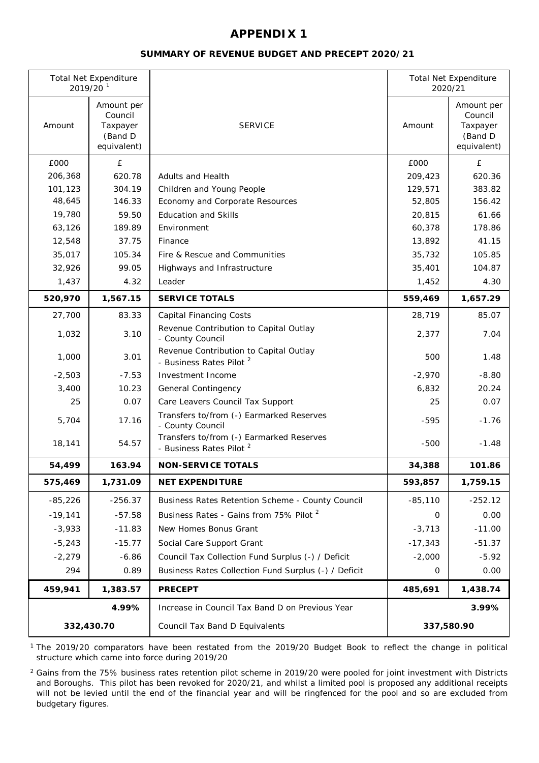# APPENDIX 1

## SUMMARY OF REVENUE BUDGET AND PRECEPT 2020/21

| Total Net Expenditure 2019/20 [1] | | | Total Net Expenditure 2020/21 | |
|---|---|---|---|---|
| Amount | Amount per Council Taxpayer (Band D equivalent) | SERVICE | Amount | Amount per Council Taxpayer (Band D equivalent) |
| £000 | £ | | £000 | £ |
| 206,368 | 620.78 | Adults and Health | 209,423 | 620.36 |
| 101,123 | 304.19 | Children and Young People | 129,571 | 383.82 |
| 48,645 | 146.33 | Economy and Corporate Resources | 52,805 | 156.42 |
| 19,780 | 59.50 | Education and Skills | 20,815 | 61.66 |
| 63,126 | 189.89 | Environment | 60,378 | 178.86 |
| 12,548 | 37.75 | Finance | 13,892 | 41.15 |
| 35,017 | 105.34 | Fire & Rescue and Communities | 35,732 | 105.85 |
| 32,926 | 99.05 | Highways and Infrastructure | 35,401 | 104.87 |
| 1,437 | 4.32 | Leader | 1,452 | 4.30 |
| **520,970** | **1,567.15** | **SERVICE TOTALS** | **559,469** | **1,657.29** |
| 27,700 | 83.33 | Capital Financing Costs | 28,719 | 85.07 |
| 1,032 | 3.10 | Revenue Contribution to Capital Outlay - County Council | 2,377 | 7.04 |
| 1,000 | 3.01 | Revenue Contribution to Capital Outlay - Business Rates Pilot [2] | 500 | 1.48 |
| -2,503 | -7.53 | Investment Income | -2,970 | -8.80 |
| 3,400 | 10.23 | General Contingency | 6,832 | 20.24 |
| 25 | 0.07 | Care Leavers Council Tax Support | 25 | 0.07 |
| 5,704 | 17.16 | Transfers to/from (-) Earmarked Reserves - County Council | -595 | -1.76 |
| 18,141 | 54.57 | Transfers to/from (-) Earmarked Reserves - Business Rates Pilot [2] | -500 | -1.48 |
| **54,499** | **163.94** | **NON-SERVICE TOTALS** | **34,388** | **101.86** |
| **575,469** | **1,731.09** | **NET EXPENDITURE** | **593,857** | **1,759.15** |
| -85,226 | -256.37 | Business Rates Retention Scheme - County Council | -85,110 | -252.12 |
| -19,141 | -57.58 | Business Rates - Gains from 75% Pilot [2] | 0 | 0.00 |
| -3,933 | -11.83 | New Homes Bonus Grant | -3,713 | -11.00 |
| -5,243 | -15.77 | Social Care Support Grant | -17,343 | -51.37 |
| -2,279 | -6.86 | Council Tax Collection Fund Surplus (-) / Deficit | -2,000 | -5.92 |
| 294 | 0.89 | Business Rates Collection Fund Surplus (-) / Deficit | 0 | 0.00 |
| **459,941** | **1,383.57** | **PRECEPT** | **485,691** | **1,438.74** |
| | **4.99%** | Increase in Council Tax Band D on Previous Year | | **3.99%** |
| **332,430.70** | | Council Tax Band D Equivalents | **337,580.90** | |

[1] The 2019/20 comparators have been restated from the 2019/20 Budget Book to reflect the change in political structure which came into force during 2019/20

[2] Gains from the 75% business rates retention pilot scheme in 2019/20 were pooled for joint investment with Districts and Boroughs. This pilot has been revoked for 2020/21, and whilst a limited pool is proposed any additional receipts will not be levied until the end of the financial year and will be ringfenced for the pool and so are excluded from budgetary figures.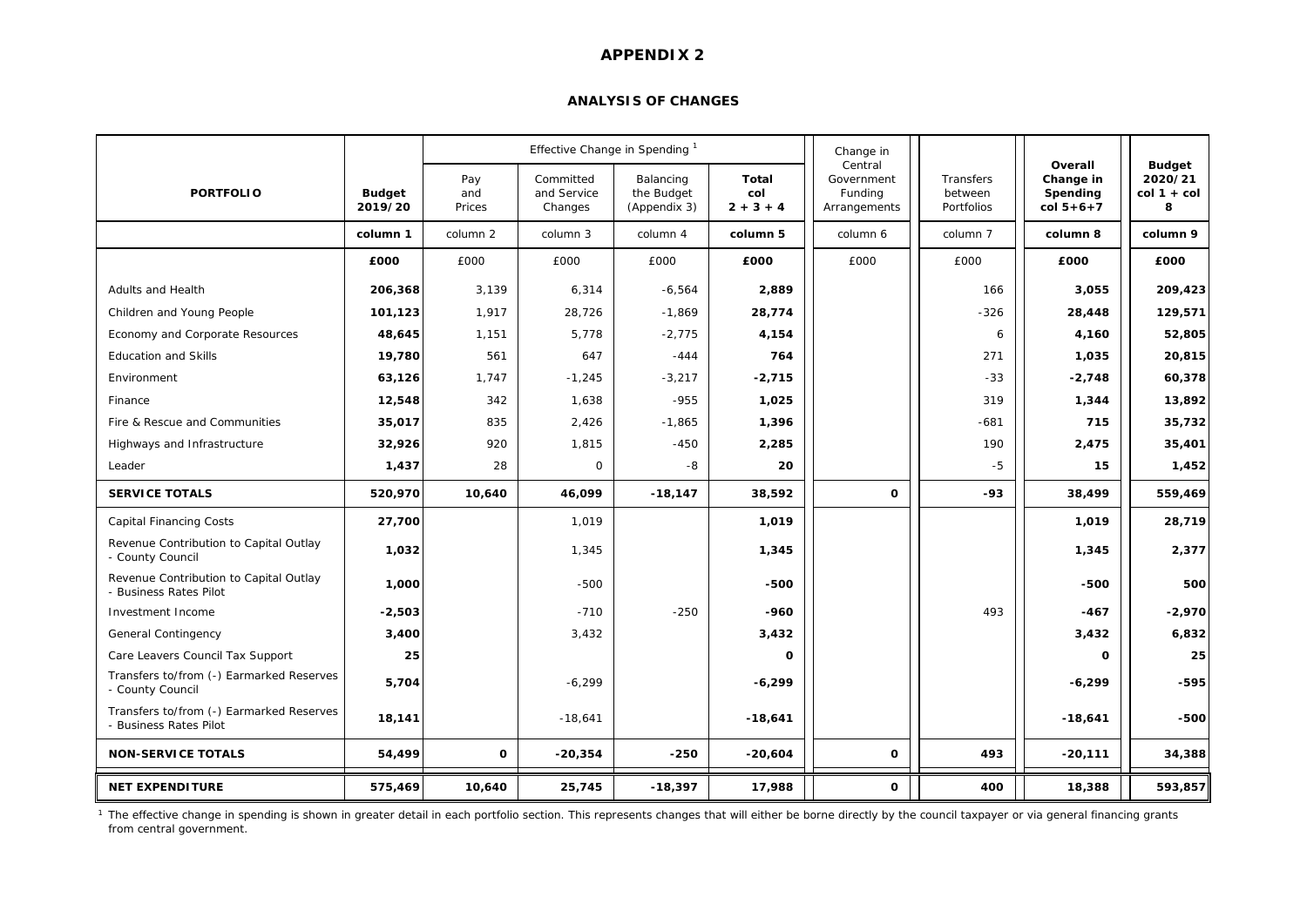# APPENDIX 2

## ANALYSIS OF CHANGES

| PORTFOLIO | Budget 2019/20 | Effective Change in Spending [1] | | | | Change in Central Government Funding Arrangements | Transfers between Portfolios | Overall Change in Spending col 5+6+7 | Budget 2020/21 col 1 + col 8 |
|---|---|---|---|---|---|---|---|---|---|
| | | Pay and Prices | Committed and Service Changes | Balancing the Budget (Appendix 3) | Total col 2 + 3 + 4 | | | | |
| | column 1 | column 2 | column 3 | column 4 | column 5 | column 6 | column 7 | column 8 | column 9 |
| | £000 | £000 | £000 | £000 | £000 | £000 | £000 | £000 | £000 |
| Adults and Health | 206,368 | 3,139 | 6,314 | -6,564 | 2,889 | | 166 | 3,055 | 209,423 |
| Children and Young People | 101,123 | 1,917 | 28,726 | -1,869 | 28,774 | | -326 | 28,448 | 129,571 |
| Economy and Corporate Resources | 48,645 | 1,151 | 5,778 | -2,775 | 4,154 | | 6 | 4,160 | 52,805 |
| Education and Skills | 19,780 | 561 | 647 | -444 | 764 | | 271 | 1,035 | 20,815 |
| Environment | 63,126 | 1,747 | -1,245 | -3,217 | -2,715 | | -33 | -2,748 | 60,378 |
| Finance | 12,548 | 342 | 1,638 | -955 | 1,025 | | 319 | 1,344 | 13,892 |
| Fire & Rescue and Communities | 35,017 | 835 | 2,426 | -1,865 | 1,396 | | -681 | 715 | 35,732 |
| Highways and Infrastructure | 32,926 | 920 | 1,815 | -450 | 2,285 | | 190 | 2,475 | 35,401 |
| Leader | 1,437 | 28 | 0 | -8 | 20 | | -5 | 15 | 1,452 |
| **SERVICE TOTALS** | **520,970** | **10,640** | **46,099** | **-18,147** | **38,592** | **0** | **-93** | **38,499** | **559,469** |
| Capital Financing Costs | 27,700 | | 1,019 | | 1,019 | | | 1,019 | 28,719 |
| Revenue Contribution to Capital Outlay - County Council | 1,032 | | 1,345 | | 1,345 | | | 1,345 | 2,377 |
| Revenue Contribution to Capital Outlay - Business Rates Pilot | 1,000 | | -500 | | -500 | | | -500 | 500 |
| Investment Income | -2,503 | | -710 | -250 | -960 | | 493 | -467 | -2,970 |
| General Contingency | 3,400 | | 3,432 | | 3,432 | | | 3,432 | 6,832 |
| Care Leavers Council Tax Support | 25 | | | | 0 | | | 0 | 25 |
| Transfers to/from (-) Earmarked Reserves - County Council | 5,704 | | -6,299 | | -6,299 | | | -6,299 | -595 |
| Transfers to/from (-) Earmarked Reserves - Business Rates Pilot | 18,141 | | -18,641 | | -18,641 | | | -18,641 | -500 |
| **NON-SERVICE TOTALS** | **54,499** | **0** | **-20,354** | **-250** | **-20,604** | **0** | **493** | **-20,111** | **34,388** |
| **NET EXPENDITURE** | **575,469** | **10,640** | **25,745** | **-18,397** | **17,988** | **0** | **400** | **18,388** | **593,857** |

[1] The effective change in spending is shown in greater detail in each portfolio section. This represents changes that will either be borne directly by the council taxpayer or via general financing grants from central government.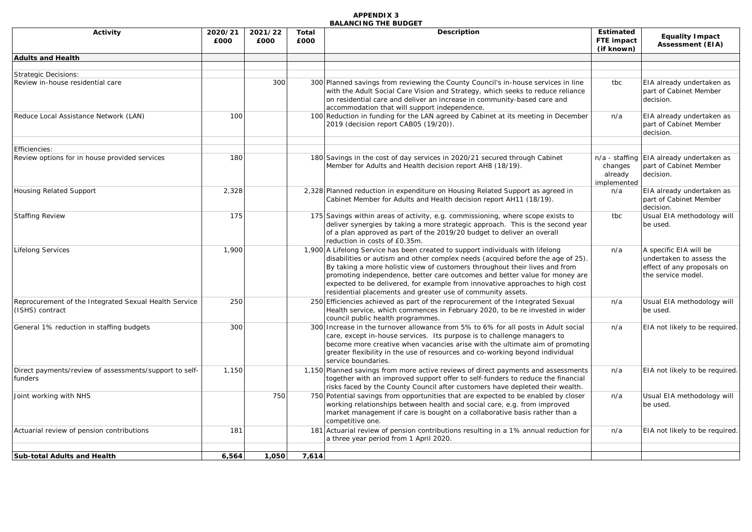# APPENDIX 3
## BALANCING THE BUDGET

| Activity | 2020/21 £000 | 2021/22 £000 | Total £000 | Description | Estimated FTE impact (if known) | Equality Impact Assessment (EIA) |
|---|---|---|---|---|---|---|
| **Adults and Health** | | | | | | |
| | | | | | | |
| Strategic Decisions: | | | | | | |
| Review in-house residential care | | 300 | 300 | Planned savings from reviewing the County Council's in-house services in line with the Adult Social Care Vision and Strategy, which seeks to reduce reliance on residential care and deliver an increase in community-based care and accommodation that will support independence. | tbc | EIA already undertaken as part of Cabinet Member decision. |
| Reduce Local Assistance Network (LAN) | 100 | | 100 | Reduction in funding for the LAN agreed by Cabinet at its meeting in December 2019 (decision report CAB05 (19/20)). | n/a | EIA already undertaken as part of Cabinet Member decision. |
| | | | | | | |
| Efficiencies: | | | | | | |
| Review options for in house provided services | 180 | | 180 | Savings in the cost of day services in 2020/21 secured through Cabinet Member for Adults and Health decision report AH8 (18/19). | n/a - staffing changes already implemented | EIA already undertaken as part of Cabinet Member decision. |
| Housing Related Support | 2,328 | | 2,328 | Planned reduction in expenditure on Housing Related Support as agreed in Cabinet Member for Adults and Health decision report AH11 (18/19). | n/a | EIA already undertaken as part of Cabinet Member decision. |
| Staffing Review | 175 | | 175 | Savings within areas of activity, e.g. commissioning, where scope exists to deliver synergies by taking a more strategic approach. This is the second year of a plan approved as part of the 2019/20 budget to deliver an overall reduction in costs of £0.35m. | tbc | Usual EIA methodology will be used. |
| Lifelong Services | 1,900 | | 1,900 | A Lifelong Service has been created to support individuals with lifelong disabilities or autism and other complex needs (acquired before the age of 25). By taking a more holistic view of customers throughout their lives and from promoting independence, better care outcomes and better value for money are expected to be delivered, for example from innovative approaches to high cost residential placements and greater use of community assets. | n/a | A specific EIA will be undertaken to assess the effect of any proposals on the service model. |
| Reprocurement of the Integrated Sexual Health Service (ISHS) contract | 250 | | 250 | Efficiencies achieved as part of the reprocurement of the Integrated Sexual Health service, which commences in February 2020, to be re invested in wider council public health programmes. | n/a | Usual EIA methodology will be used. |
| General 1% reduction in staffing budgets | 300 | | 300 | Increase in the turnover allowance from 5% to 6% for all posts in Adult social care, except in-house services. Its purpose is to challenge managers to become more creative when vacancies arise with the ultimate aim of promoting greater flexibility in the use of resources and co-working beyond individual service boundaries. | n/a | EIA not likely to be required. |
| Direct payments/review of assessments/support to self-funders | 1,150 | | 1,150 | Planned savings from more active reviews of direct payments and assessments together with an improved support offer to self-funders to reduce the financial risks faced by the County Council after customers have depleted their wealth. | n/a | EIA not likely to be required. |
| Joint working with NHS | | 750 | 750 | Potential savings from opportunities that are expected to be enabled by closer working relationships between health and social care, e.g. from improved market management if care is bought on a collaborative basis rather than a competitive one. | n/a | Usual EIA methodology will be used. |
| Actuarial review of pension contributions | 181 | | 181 | Actuarial review of pension contributions resulting in a 1% annual reduction for a three year period from 1 April 2020. | n/a | EIA not likely to be required. |
| | | | | | | |
| **Sub-total Adults and Health** | **6,564** | **1,050** | **7,614** | | | |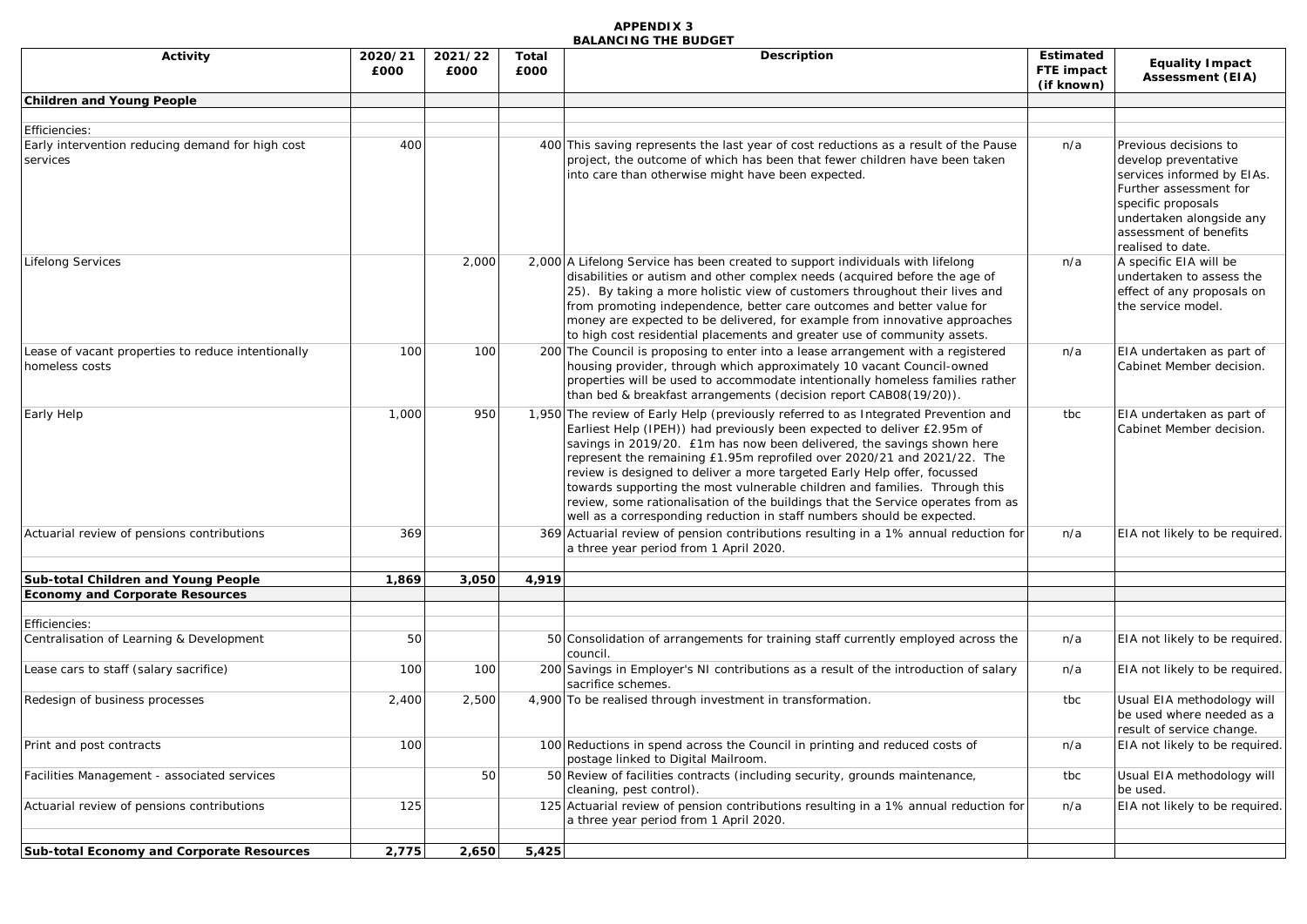# APPENDIX 3
## BALANCING THE BUDGET

| Activity | 2020/21 £000 | 2021/22 £000 | Total £000 | Description | Estimated FTE impact (if known) | Equality Impact Assessment (EIA) |
|---|---|---|---|---|---|---|
| **Children and Young People** | | | | | | |
| Efficiencies: | | | | | | |
| Early intervention reducing demand for high cost services | 400 | | 400 | This saving represents the last year of cost reductions as a result of the Pause project, the outcome of which has been that fewer children have been taken into care than otherwise might have been expected. | n/a | Previous decisions to develop preventative services informed by EIAs. Further assessment for specific proposals undertaken alongside any assessment of benefits realised to date. |
| Lifelong Services | | 2,000 | 2,000 | A Lifelong Service has been created to support individuals with lifelong disabilities or autism and other complex needs (acquired before the age of 25). By taking a more holistic view of customers throughout their lives and from promoting independence, better care outcomes and better value for money are expected to be delivered, for example from innovative approaches to high cost residential placements and greater use of community assets. | n/a | A specific EIA will be undertaken to assess the effect of any proposals on the service model. |
| Lease of vacant properties to reduce intentionally homeless costs | 100 | 100 | 200 | The Council is proposing to enter into a lease arrangement with a registered housing provider, through which approximately 10 vacant Council-owned properties will be used to accommodate intentionally homeless families rather than bed & breakfast arrangements (decision report CAB08(19/20)). | n/a | EIA undertaken as part of Cabinet Member decision. |
| Early Help | 1,000 | 950 | 1,950 | The review of Early Help (previously referred to as Integrated Prevention and Earliest Help (IPEH)) had previously been expected to deliver £2.95m of savings in 2019/20. £1m has now been delivered, the savings shown here represent the remaining £1.95m reprofiled over 2020/21 and 2021/22. The review is designed to deliver a more targeted Early Help offer, focussed towards supporting the most vulnerable children and families. Through this review, some rationalisation of the buildings that the Service operates from as well as a corresponding reduction in staff numbers should be expected. | tbc | EIA undertaken as part of Cabinet Member decision. |
| Actuarial review of pensions contributions | 369 | | 369 | Actuarial review of pension contributions resulting in a 1% annual reduction for a three year period from 1 April 2020. | n/a | EIA not likely to be required. |
| **Sub-total Children and Young People** | **1,869** | **3,050** | **4,919** | | | |
| **Economy and Corporate Resources** | | | | | | |
| Efficiencies: | | | | | | |
| Centralisation of Learning & Development | 50 | | 50 | Consolidation of arrangements for training staff currently employed across the council. | n/a | EIA not likely to be required. |
| Lease cars to staff (salary sacrifice) | 100 | 100 | 200 | Savings in Employer's NI contributions as a result of the introduction of salary sacrifice schemes. | n/a | EIA not likely to be required. |
| Redesign of business processes | 2,400 | 2,500 | 4,900 | To be realised through investment in transformation. | tbc | Usual EIA methodology will be used where needed as a result of service change. |
| Print and post contracts | 100 | | 100 | Reductions in spend across the Council in printing and reduced costs of postage linked to Digital Mailroom. | n/a | EIA not likely to be required. |
| Facilities Management - associated services | | 50 | 50 | Review of facilities contracts (including security, grounds maintenance, cleaning, pest control). | tbc | Usual EIA methodology will be used. |
| Actuarial review of pensions contributions | 125 | | 125 | Actuarial review of pension contributions resulting in a 1% annual reduction for a three year period from 1 April 2020. | n/a | EIA not likely to be required. |
| **Sub-total Economy and Corporate Resources** | **2,775** | **2,650** | **5,425** | | | |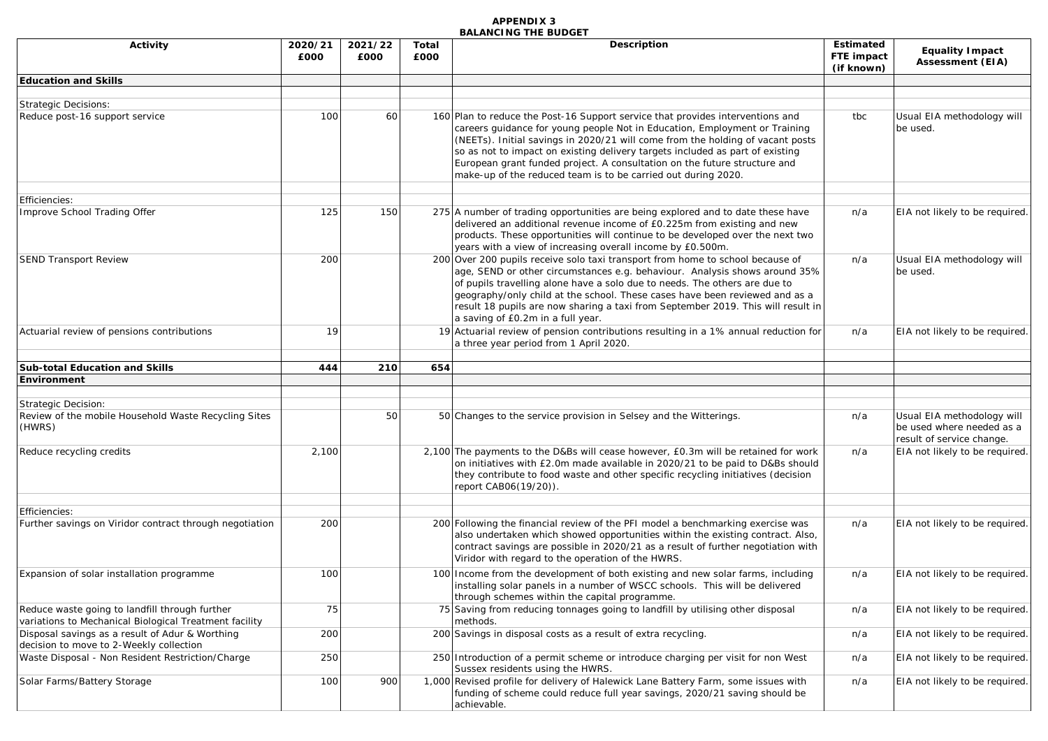**APPENDIX 3**
**BALANCING THE BUDGET**

| Activity | 2020/21 £000 | 2021/22 £000 | Total £000 | Description | Estimated FTE impact (if known) | Equality Impact Assessment (EIA) |
|---|---|---|---|---|---|---|
| **Education and Skills** | | | | | | |
| | | | | | | |
| Strategic Decisions: | | | | | | |
| Reduce post-16 support service | 100 | 60 | 160 | Plan to reduce the Post-16 Support service that provides interventions and careers guidance for young people Not in Education, Employment or Training (NEETs). Initial savings in 2020/21 will come from the holding of vacant posts so as not to impact on existing delivery targets included as part of existing European grant funded project. A consultation on the future structure and make-up of the reduced team is to be carried out during 2020. | tbc | Usual EIA methodology will be used. |
| | | | | | | |
| Efficiencies: | | | | | | |
| Improve School Trading Offer | 125 | 150 | 275 | A number of trading opportunities are being explored and to date these have delivered an additional revenue income of £0.225m from existing and new products. These opportunities will continue to be developed over the next two years with a view of increasing overall income by £0.500m. | n/a | EIA not likely to be required. |
| SEND Transport Review | 200 | | 200 | Over 200 pupils receive solo taxi transport from home to school because of age, SEND or other circumstances e.g. behaviour. Analysis shows around 35% of pupils travelling alone have a solo due to needs. The others are due to geography/only child at the school. These cases have been reviewed and as a result 18 pupils are now sharing a taxi from September 2019. This will result in a saving of £0.2m in a full year. | n/a | Usual EIA methodology will be used. |
| Actuarial review of pensions contributions | 19 | | 19 | Actuarial review of pension contributions resulting in a 1% annual reduction for a three year period from 1 April 2020. | n/a | EIA not likely to be required. |
| | | | | | | |
| **Sub-total Education and Skills** | **444** | **210** | **654** | | | |
| **Environment** | | | | | | |
| | | | | | | |
| Strategic Decision: | | | | | | |
| Review of the mobile Household Waste Recycling Sites (HWRS) | | 50 | 50 | Changes to the service provision in Selsey and the Witterings. | n/a | Usual EIA methodology will be used where needed as a result of service change. |
| Reduce recycling credits | 2,100 | | 2,100 | The payments to the D&Bs will cease however, £0.3m will be retained for work on initiatives with £2.0m made available in 2020/21 to be paid to D&Bs should they contribute to food waste and other specific recycling initiatives (decision report CAB06(19/20)). | n/a | EIA not likely to be required. |
| | | | | | | |
| Efficiencies: | | | | | | |
| Further savings on Viridor contract through negotiation | 200 | | 200 | Following the financial review of the PFI model a benchmarking exercise was also undertaken which showed opportunities within the existing contract. Also, contract savings are possible in 2020/21 as a result of further negotiation with Viridor with regard to the operation of the HWRS. | n/a | EIA not likely to be required. |
| Expansion of solar installation programme | 100 | | 100 | Income from the development of both existing and new solar farms, including installing solar panels in a number of WSCC schools. This will be delivered through schemes within the capital programme. | n/a | EIA not likely to be required. |
| Reduce waste going to landfill through further variations to Mechanical Biological Treatment facility | 75 | | 75 | Saving from reducing tonnages going to landfill by utilising other disposal methods. | n/a | EIA not likely to be required. |
| Disposal savings as a result of Adur & Worthing decision to move to 2-Weekly collection | 200 | | 200 | Savings in disposal costs as a result of extra recycling. | n/a | EIA not likely to be required. |
| Waste Disposal - Non Resident Restriction/Charge | 250 | | 250 | Introduction of a permit scheme or introduce charging per visit for non West Sussex residents using the HWRS. | n/a | EIA not likely to be required. |
| Solar Farms/Battery Storage | 100 | 900 | 1,000 | Revised profile for delivery of Halewick Lane Battery Farm, some issues with funding of scheme could reduce full year savings, 2020/21 saving should be achievable. | n/a | EIA not likely to be required. |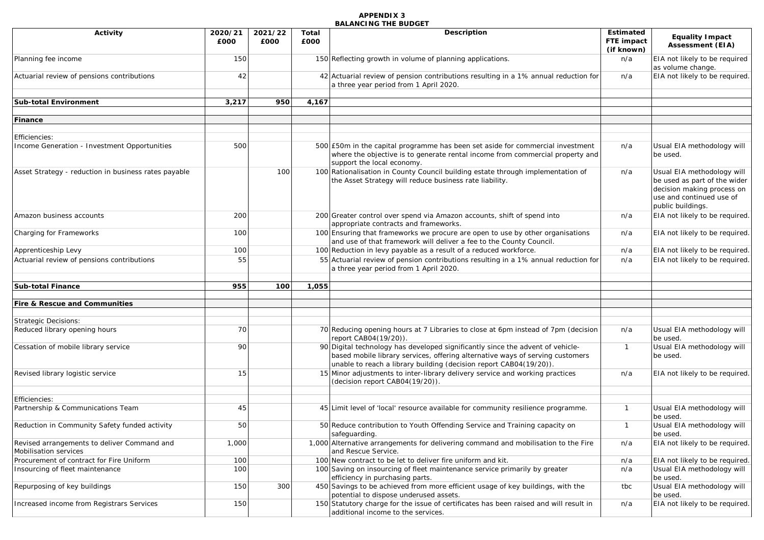# APPENDIX 3
## BALANCING THE BUDGET

| Activity | 2020/21 £000 | 2021/22 £000 | Total £000 | Description | Estimated FTE impact (if known) | Equality Impact Assessment (EIA) |
|---|---|---|---|---|---|---|
| Planning fee income | 150 | | 150 | Reflecting growth in volume of planning applications. | n/a | EIA not likely to be required as volume change. |
| Actuarial review of pensions contributions | 42 | | 42 | Actuarial review of pension contributions resulting in a 1% annual reduction for a three year period from 1 April 2020. | n/a | EIA not likely to be required. |
| | | | | | | |
| **Sub-total Environment** | **3,217** | **950** | **4,167** | | | |
| | | | | | | |
| **Finance** | | | | | | |
| | | | | | | |
| Efficiencies: | | | | | | |
| Income Generation - Investment Opportunities | 500 | | 500 | £50m in the capital programme has been set aside for commercial investment where the objective is to generate rental income from commercial property and support the local economy. | n/a | Usual EIA methodology will be used. |
| Asset Strategy - reduction in business rates payable | | 100 | 100 | Rationalisation in County Council building estate through implementation of the Asset Strategy will reduce business rate liability. | n/a | Usual EIA methodology will be used as part of the wider decision making process on use and continued use of public buildings. |
| Amazon business accounts | 200 | | 200 | Greater control over spend via Amazon accounts, shift of spend into appropriate contracts and frameworks. | n/a | EIA not likely to be required. |
| Charging for Frameworks | 100 | | 100 | Ensuring that frameworks we procure are open to use by other organisations and use of that framework will deliver a fee to the County Council. | n/a | EIA not likely to be required. |
| Apprenticeship Levy | 100 | | 100 | Reduction in levy payable as a result of a reduced workforce. | n/a | EIA not likely to be required. |
| Actuarial review of pensions contributions | 55 | | 55 | Actuarial review of pension contributions resulting in a 1% annual reduction for a three year period from 1 April 2020. | n/a | EIA not likely to be required. |
| | | | | | | |
| **Sub-total Finance** | **955** | **100** | **1,055** | | | |
| | | | | | | |
| **Fire & Rescue and Communities** | | | | | | |
| | | | | | | |
| Strategic Decisions: | | | | | | |
| Reduced library opening hours | 70 | | 70 | Reducing opening hours at 7 Libraries to close at 6pm instead of 7pm (decision report CAB04(19/20)). | n/a | Usual EIA methodology will be used. |
| Cessation of mobile library service | 90 | | 90 | Digital technology has developed significantly since the advent of vehicle-based mobile library services, offering alternative ways of serving customers unable to reach a library building (decision report CAB04(19/20)). | 1 | Usual EIA methodology will be used. |
| Revised library logistic service | 15 | | 15 | Minor adjustments to inter-library delivery service and working practices (decision report CAB04(19/20)). | n/a | EIA not likely to be required. |
| | | | | | | |
| Efficiencies: | | | | | | |
| Partnership & Communications Team | 45 | | 45 | Limit level of 'local' resource available for community resilience programme. | 1 | Usual EIA methodology will be used. |
| Reduction in Community Safety funded activity | 50 | | 50 | Reduce contribution to Youth Offending Service and Training capacity on safeguarding. | 1 | Usual EIA methodology will be used. |
| Revised arrangements to deliver Command and Mobilisation services | 1,000 | | 1,000 | Alternative arrangements for delivering command and mobilisation to the Fire and Rescue Service. | n/a | EIA not likely to be required. |
| Procurement of contract for Fire Uniform | 100 | | 100 | New contract to be let to deliver fire uniform and kit. | n/a | EIA not likely to be required. |
| Insourcing of fleet maintenance | 100 | | 100 | Saving on insourcing of fleet maintenance service primarily by greater efficiency in purchasing parts. | n/a | Usual EIA methodology will be used. |
| Repurposing of key buildings | 150 | 300 | 450 | Savings to be achieved from more efficient usage of key buildings, with the potential to dispose underused assets. | tbc | Usual EIA methodology will be used. |
| Increased income from Registrars Services | 150 | | 150 | Statutory charge for the issue of certificates has been raised and will result in additional income to the services. | n/a | EIA not likely to be required. |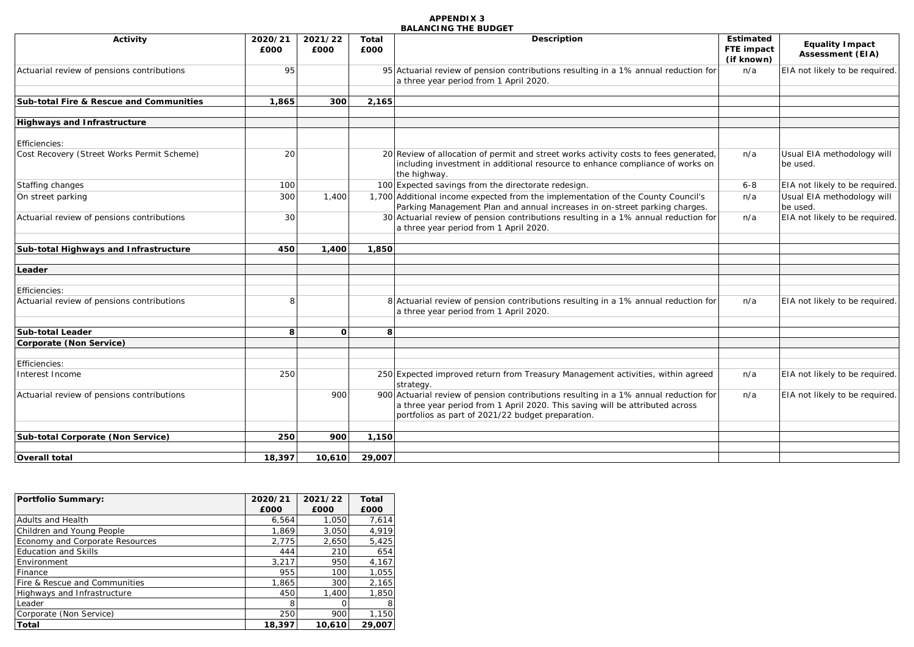**APPENDIX 3**
**BALANCING THE BUDGET**

| Activity | 2020/21 £000 | 2021/22 £000 | Total £000 | Description | Estimated FTE impact (if known) | Equality Impact Assessment (EIA) |
|---|---|---|---|---|---|---|
| Actuarial review of pensions contributions | 95 | | 95 | Actuarial review of pension contributions resulting in a 1% annual reduction for a three year period from 1 April 2020. | n/a | EIA not likely to be required. |
| | | | | | | |
| **Sub-total Fire & Rescue and Communities** | **1,865** | **300** | **2,165** | | | |
| | | | | | | |
| **Highways and Infrastructure** | | | | | | |
| | | | | | | |
| Efficiencies: | | | | | | |
| Cost Recovery (Street Works Permit Scheme) | 20 | | 20 | Review of allocation of permit and street works activity costs to fees generated, including investment in additional resource to enhance compliance of works on the highway. | n/a | Usual EIA methodology will be used. |
| Staffing changes | 100 | | 100 | Expected savings from the directorate redesign. | 6-8 | EIA not likely to be required. |
| On street parking | 300 | 1,400 | 1,700 | Additional income expected from the implementation of the County Council's Parking Management Plan and annual increases in on-street parking charges. | n/a | Usual EIA methodology will be used. |
| Actuarial review of pensions contributions | 30 | | 30 | Actuarial review of pension contributions resulting in a 1% annual reduction for a three year period from 1 April 2020. | n/a | EIA not likely to be required. |
| | | | | | | |
| **Sub-total Highways and Infrastructure** | **450** | **1,400** | **1,850** | | | |
| | | | | | | |
| **Leader** | | | | | | |
| | | | | | | |
| Efficiencies: | | | | | | |
| Actuarial review of pensions contributions | 8 | | 8 | Actuarial review of pension contributions resulting in a 1% annual reduction for a three year period from 1 April 2020. | n/a | EIA not likely to be required. |
| | | | | | | |
| **Sub-total Leader** | **8** | **0** | **8** | | | |
| **Corporate (Non Service)** | | | | | | |
| | | | | | | |
| Efficiencies: | | | | | | |
| Interest Income | 250 | | 250 | Expected improved return from Treasury Management activities, within agreed strategy. | n/a | EIA not likely to be required. |
| Actuarial review of pensions contributions | | 900 | 900 | Actuarial review of pension contributions resulting in a 1% annual reduction for a three year period from 1 April 2020. This saving will be attributed across portfolios as part of 2021/22 budget preparation. | n/a | EIA not likely to be required. |
| | | | | | | |
| **Sub-total Corporate (Non Service)** | **250** | **900** | **1,150** | | | |
| | | | | | | |
| **Overall total** | **18,397** | **10,610** | **29,007** | | | |

| Portfolio Summary: | 2020/21 £000 | 2021/22 £000 | Total £000 |
|---|---|---|---|
| Adults and Health | 6,564 | 1,050 | 7,614 |
| Children and Young People | 1,869 | 3,050 | 4,919 |
| Economy and Corporate Resources | 2,775 | 2,650 | 5,425 |
| Education and Skills | 444 | 210 | 654 |
| Environment | 3,217 | 950 | 4,167 |
| Finance | 955 | 100 | 1,055 |
| Fire & Rescue and Communities | 1,865 | 300 | 2,165 |
| Highways and Infrastructure | 450 | 1,400 | 1,850 |
| Leader | 8 | 0 | 8 |
| Corporate (Non Service) | 250 | 900 | 1,150 |
| **Total** | **18,397** | **10,610** | **29,007** |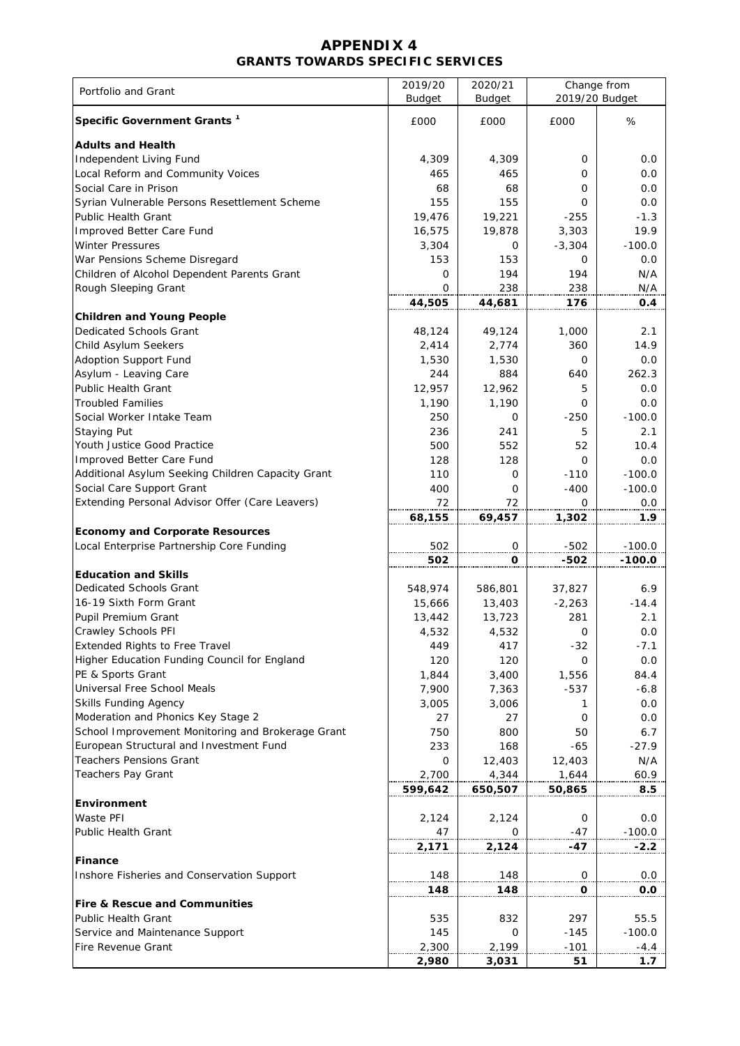# APPENDIX 4

## GRANTS TOWARDS SPECIFIC SERVICES

| Portfolio and Grant | 2019/20 Budget | 2020/21 Budget | Change from 2019/20 Budget | |
|---|---|---|---|---|
| **Specific Government Grants [1]** | £000 | £000 | £000 | % |
| **Adults and Health** | | | | |
| Independent Living Fund | 4,309 | 4,309 | 0 | 0.0 |
| Local Reform and Community Voices | 465 | 465 | 0 | 0.0 |
| Social Care in Prison | 68 | 68 | 0 | 0.0 |
| Syrian Vulnerable Persons Resettlement Scheme | 155 | 155 | 0 | 0.0 |
| Public Health Grant | 19,476 | 19,221 | -255 | -1.3 |
| Improved Better Care Fund | 16,575 | 19,878 | 3,303 | 19.9 |
| Winter Pressures | 3,304 | 0 | -3,304 | -100.0 |
| War Pensions Scheme Disregard | 153 | 153 | 0 | 0.0 |
| Children of Alcohol Dependent Parents Grant | 0 | 194 | 194 | N/A |
| Rough Sleeping Grant | 0 | 238 | 238 | N/A |
| | **44,505** | **44,681** | **176** | **0.4** |
| **Children and Young People** | | | | |
| Dedicated Schools Grant | 48,124 | 49,124 | 1,000 | 2.1 |
| Child Asylum Seekers | 2,414 | 2,774 | 360 | 14.9 |
| Adoption Support Fund | 1,530 | 1,530 | 0 | 0.0 |
| Asylum - Leaving Care | 244 | 884 | 640 | 262.3 |
| Public Health Grant | 12,957 | 12,962 | 5 | 0.0 |
| Troubled Families | 1,190 | 1,190 | 0 | 0.0 |
| Social Worker Intake Team | 250 | 0 | -250 | -100.0 |
| Staying Put | 236 | 241 | 5 | 2.1 |
| Youth Justice Good Practice | 500 | 552 | 52 | 10.4 |
| Improved Better Care Fund | 128 | 128 | 0 | 0.0 |
| Additional Asylum Seeking Children Capacity Grant | 110 | 0 | -110 | -100.0 |
| Social Care Support Grant | 400 | 0 | -400 | -100.0 |
| Extending Personal Advisor Offer (Care Leavers) | 72 | 72 | 0 | 0.0 |
| | **68,155** | **69,457** | **1,302** | **1.9** |
| **Economy and Corporate Resources** | | | | |
| Local Enterprise Partnership Core Funding | 502 | 0 | -502 | -100.0 |
| | **502** | **0** | **-502** | **-100.0** |
| **Education and Skills** | | | | |
| Dedicated Schools Grant | 548,974 | 586,801 | 37,827 | 6.9 |
| 16-19 Sixth Form Grant | 15,666 | 13,403 | -2,263 | -14.4 |
| Pupil Premium Grant | 13,442 | 13,723 | 281 | 2.1 |
| Crawley Schools PFI | 4,532 | 4,532 | 0 | 0.0 |
| Extended Rights to Free Travel | 449 | 417 | -32 | -7.1 |
| Higher Education Funding Council for England | 120 | 120 | 0 | 0.0 |
| PE & Sports Grant | 1,844 | 3,400 | 1,556 | 84.4 |
| Universal Free School Meals | 7,900 | 7,363 | -537 | -6.8 |
| Skills Funding Agency | 3,005 | 3,006 | 1 | 0.0 |
| Moderation and Phonics Key Stage 2 | 27 | 27 | 0 | 0.0 |
| School Improvement Monitoring and Brokerage Grant | 750 | 800 | 50 | 6.7 |
| European Structural and Investment Fund | 233 | 168 | -65 | -27.9 |
| Teachers Pensions Grant | 0 | 12,403 | 12,403 | N/A |
| Teachers Pay Grant | 2,700 | 4,344 | 1,644 | 60.9 |
| | **599,642** | **650,507** | **50,865** | **8.5** |
| **Environment** | | | | |
| Waste PFI | 2,124 | 2,124 | 0 | 0.0 |
| Public Health Grant | 47 | 0 | -47 | -100.0 |
| | **2,171** | **2,124** | **-47** | **-2.2** |
| **Finance** | | | | |
| Inshore Fisheries and Conservation Support | 148 | 148 | 0 | 0.0 |
| | **148** | **148** | **0** | **0.0** |
| **Fire & Rescue and Communities** | | | | |
| Public Health Grant | 535 | 832 | 297 | 55.5 |
| Service and Maintenance Support | 145 | 0 | -145 | -100.0 |
| Fire Revenue Grant | 2,300 | 2,199 | -101 | -4.4 |
| | **2,980** | **3,031** | **51** | **1.7** |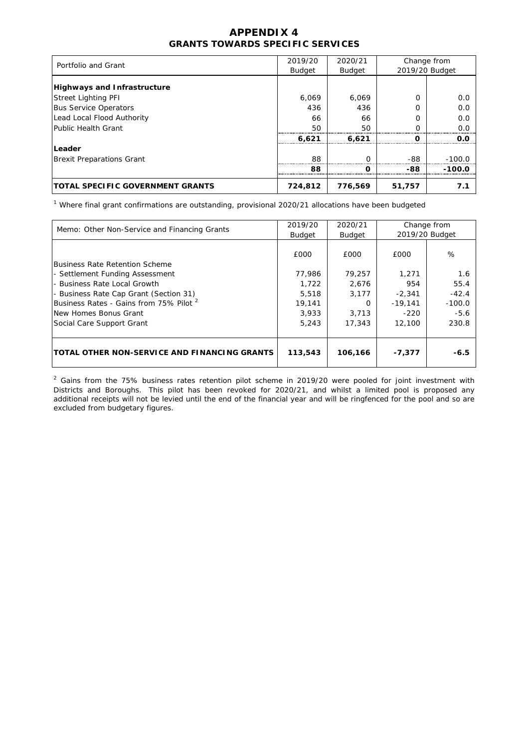# APPENDIX 4
## GRANTS TOWARDS SPECIFIC SERVICES

| Portfolio and Grant | 2019/20 Budget | 2020/21 Budget | Change from 2019/20 Budget | |
|---|---|---|---|---|
| **Highways and Infrastructure** | | | | |
| Street Lighting PFI | 6,069 | 6,069 | 0 | 0.0 |
| Bus Service Operators | 436 | 436 | 0 | 0.0 |
| Lead Local Flood Authority | 66 | 66 | 0 | 0.0 |
| Public Health Grant | 50 | 50 | 0 | 0.0 |
| | **6,621** | **6,621** | **0** | **0.0** |
| **Leader** | | | | |
| Brexit Preparations Grant | 88 | 0 | -88 | -100.0 |
| | **88** | **0** | **-88** | **-100.0** |
| **TOTAL SPECIFIC GOVERNMENT GRANTS** | **724,812** | **776,569** | **51,757** | **7.1** |

[1] Where final grant confirmations are outstanding, provisional 2020/21 allocations have been budgeted

| Memo: Other Non-Service and Financing Grants | 2019/20 Budget | 2020/21 Budget | Change from 2019/20 Budget | |
|---|---|---|---|---|
| | £000 | £000 | £000 | % |
| Business Rate Retention Scheme | | | | |
| - Settlement Funding Assessment | 77,986 | 79,257 | 1,271 | 1.6 |
| - Business Rate Local Growth | 1,722 | 2,676 | 954 | 55.4 |
| - Business Rate Cap Grant (Section 31) | 5,518 | 3,177 | -2,341 | -42.4 |
| Business Rates - Gains from 75% Pilot [2] | 19,141 | 0 | -19,141 | -100.0 |
| New Homes Bonus Grant | 3,933 | 3,713 | -220 | -5.6 |
| Social Care Support Grant | 5,243 | 17,343 | 12,100 | 230.8 |
| **TOTAL OTHER NON-SERVICE AND FINANCING GRANTS** | **113,543** | **106,166** | **-7,377** | **-6.5** |

[2] Gains from the 75% business rates retention pilot scheme in 2019/20 were pooled for joint investment with Districts and Boroughs. This pilot has been revoked for 2020/21, and whilst a limited pool is proposed any additional receipts will not be levied until the end of the financial year and will be ringfenced for the pool and so are excluded from budgetary figures.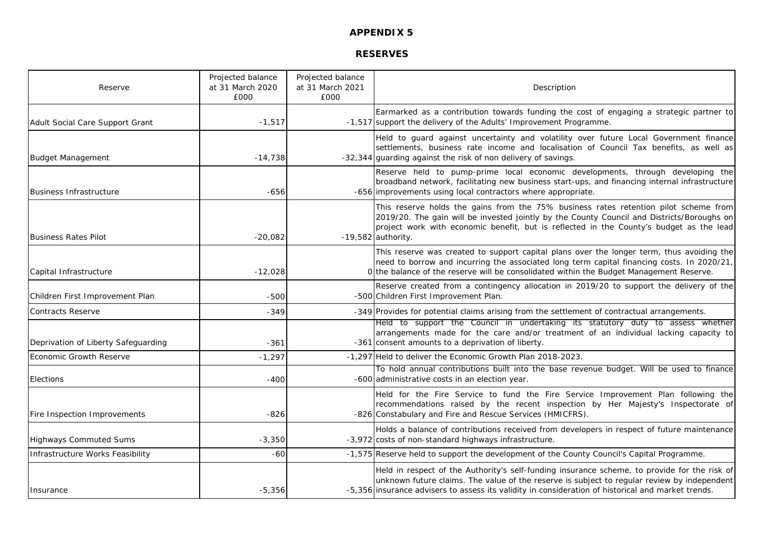# APPENDIX 5

## RESERVES

| Reserve | Projected balance at 31 March 2020 £000 | Projected balance at 31 March 2021 £000 | Description |
|---|---|---|---|
| Adult Social Care Support Grant | -1,517 | -1,517 | Earmarked as a contribution towards funding the cost of engaging a strategic partner to support the delivery of the Adults' Improvement Programme. |
| Budget Management | -14,738 | -32,344 | Held to guard against uncertainty and volatility over future Local Government finance settlements, business rate income and localisation of Council Tax benefits, as well as guarding against the risk of non delivery of savings. |
| Business Infrastructure | -656 | -656 | Reserve held to pump-prime local economic developments, through developing the broadband network, facilitating new business start-ups, and financing internal infrastructure improvements using local contractors where appropriate. |
| Business Rates Pilot | -20,082 | -19,582 | This reserve holds the gains from the 75% business rates retention pilot scheme from 2019/20. The gain will be invested jointly by the County Council and Districts/Boroughs on project work with economic benefit, but is reflected in the County's budget as the lead authority. |
| Capital Infrastructure | -12,028 | 0 | This reserve was created to support capital plans over the longer term, thus avoiding the need to borrow and incurring the associated long term capital financing costs. In 2020/21, the balance of the reserve will be consolidated within the Budget Management Reserve. |
| Children First Improvement Plan | -500 | -500 | Reserve created from a contingency allocation in 2019/20 to support the delivery of the Children First Improvement Plan. |
| Contracts Reserve | -349 | -349 | Provides for potential claims arising from the settlement of contractual arrangements. |
| Deprivation of Liberty Safeguarding | -361 | -361 | Held to support the Council in undertaking its statutory duty to assess whether arrangements made for the care and/or treatment of an individual lacking capacity to consent amounts to a deprivation of liberty. |
| Economic Growth Reserve | -1,297 | -1,297 | Held to deliver the Economic Growth Plan 2018-2023. |
| Elections | -400 | -600 | To hold annual contributions built into the base revenue budget. Will be used to finance administrative costs in an election year. |
| Fire Inspection Improvements | -826 | -826 | Held for the Fire Service to fund the Fire Service Improvement Plan following the recommendations raised by the recent inspection by Her Majesty's Inspectorate of Constabulary and Fire and Rescue Services (HMICFRS). |
| Highways Commuted Sums | -3,350 | -3,972 | Holds a balance of contributions received from developers in respect of future maintenance costs of non-standard highways infrastructure. |
| Infrastructure Works Feasibility | -60 | -1,575 | Reserve held to support the development of the County Council's Capital Programme. |
| Insurance | -5,356 | -5,356 | Held in respect of the Authority's self-funding insurance scheme, to provide for the risk of unknown future claims. The value of the reserve is subject to regular review by independent insurance advisers to assess its validity in consideration of historical and market trends. |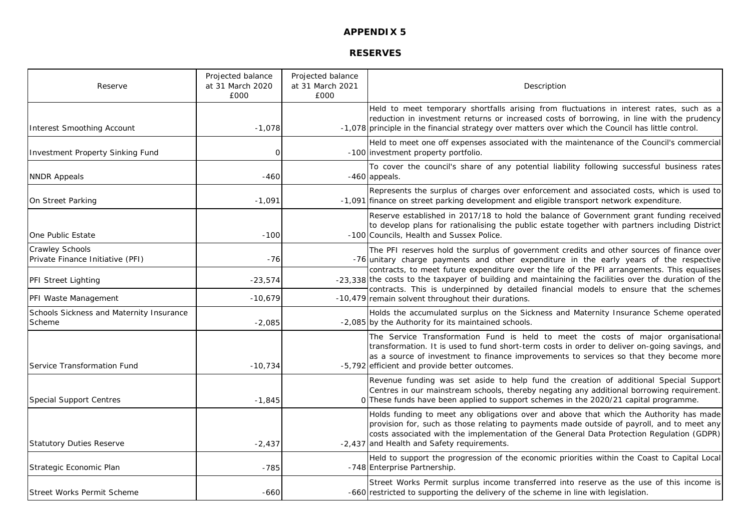# APPENDIX 5

## RESERVES

| Reserve | Projected balance at 31 March 2020 £000 | Projected balance at 31 March 2021 £000 | Description |
|---|---|---|---|
| Interest Smoothing Account | -1,078 | -1,078 | Held to meet temporary shortfalls arising from fluctuations in interest rates, such as a reduction in investment returns or increased costs of borrowing, in line with the prudency principle in the financial strategy over matters over which the Council has little control. |
| Investment Property Sinking Fund | 0 | -100 | Held to meet one off expenses associated with the maintenance of the Council's commercial investment property portfolio. |
| NNDR Appeals | -460 | -460 | To cover the council's share of any potential liability following successful business rates appeals. |
| On Street Parking | -1,091 | -1,091 | Represents the surplus of charges over enforcement and associated costs, which is used to finance on street parking development and eligible transport network expenditure. |
| One Public Estate | -100 | -100 | Reserve established in 2017/18 to hold the balance of Government grant funding received to develop plans for rationalising the public estate together with partners including District Councils, Health and Sussex Police. |
| Crawley Schools Private Finance Initiative (PFI) | -76 | -76 | The PFI reserves hold the surplus of government credits and other sources of finance over unitary charge payments and other expenditure in the early years of the respective contracts, to meet future expenditure over the life of the PFI arrangements. This equalises the costs to the taxpayer of building and maintaining the facilities over the duration of the contracts. This is underpinned by detailed financial models to ensure that the schemes remain solvent throughout their durations. |
| PFI Street Lighting | -23,574 | -23,338 | |
| PFI Waste Management | -10,679 | -10,479 | |
| Schools Sickness and Maternity Insurance Scheme | -2,085 | -2,085 | Holds the accumulated surplus on the Sickness and Maternity Insurance Scheme operated by the Authority for its maintained schools. |
| Service Transformation Fund | -10,734 | -5,792 | The Service Transformation Fund is held to meet the costs of major organisational transformation. It is used to fund short-term costs in order to deliver on-going savings, and as a source of investment to finance improvements to services so that they become more efficient and provide better outcomes. |
| Special Support Centres | -1,845 | 0 | Revenue funding was set aside to help fund the creation of additional Special Support Centres in our mainstream schools, thereby negating any additional borrowing requirement. These funds have been applied to support schemes in the 2020/21 capital programme. |
| Statutory Duties Reserve | -2,437 | -2,437 | Holds funding to meet any obligations over and above that which the Authority has made provision for, such as those relating to payments made outside of payroll, and to meet any costs associated with the implementation of the General Data Protection Regulation (GDPR) and Health and Safety requirements. |
| Strategic Economic Plan | -785 | -748 | Held to support the progression of the economic priorities within the Coast to Capital Local Enterprise Partnership. |
| Street Works Permit Scheme | -660 | -660 | Street Works Permit surplus income transferred into reserve as the use of this income is restricted to supporting the delivery of the scheme in line with legislation. |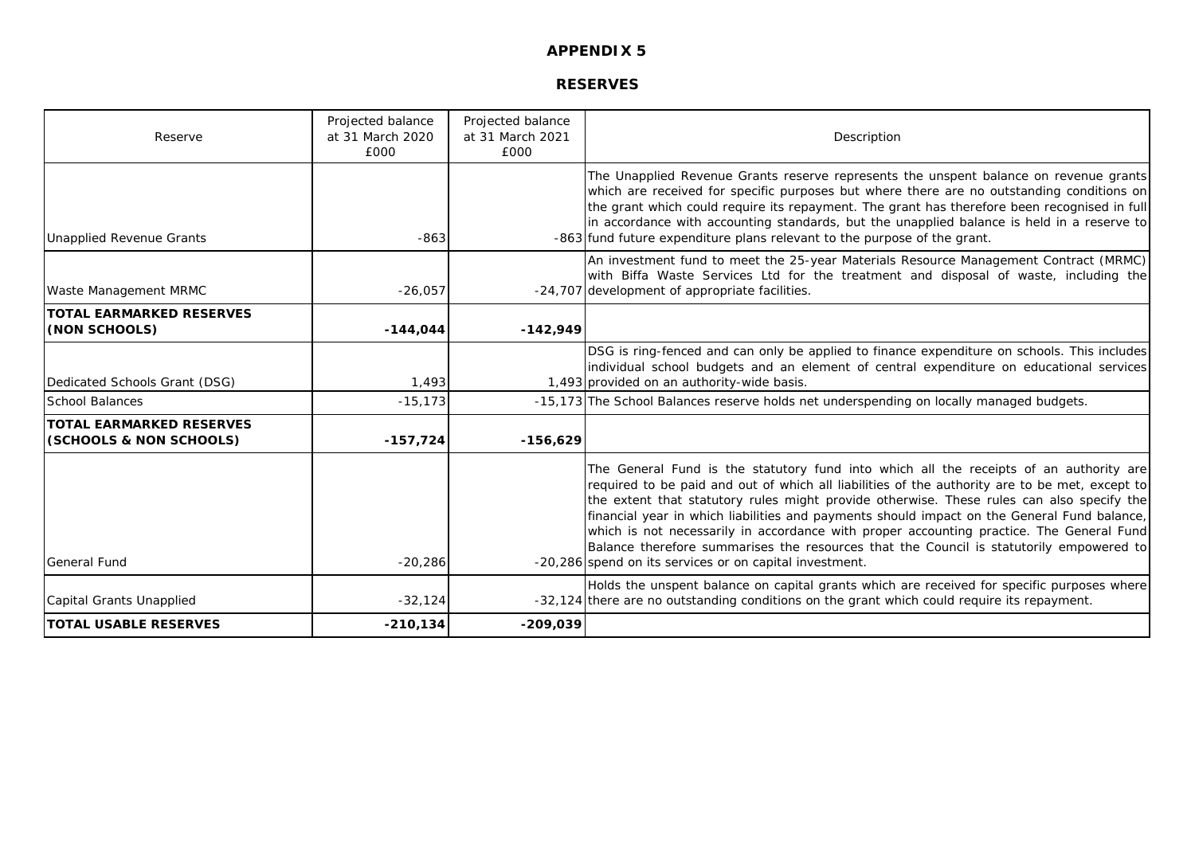# APPENDIX 5

## RESERVES

| Reserve | Projected balance at 31 March 2020 £000 | Projected balance at 31 March 2021 £000 | Description |
|---|---|---|---|
| Unapplied Revenue Grants | -863 | -863 | The Unapplied Revenue Grants reserve represents the unspent balance on revenue grants which are received for specific purposes but where there are no outstanding conditions on the grant which could require its repayment. The grant has therefore been recognised in full in accordance with accounting standards, but the unapplied balance is held in a reserve to fund future expenditure plans relevant to the purpose of the grant. |
| Waste Management MRMC | -26,057 | -24,707 | An investment fund to meet the 25-year Materials Resource Management Contract (MRMC) with Biffa Waste Services Ltd for the treatment and disposal of waste, including the development of appropriate facilities. |
| **TOTAL EARMARKED RESERVES (NON SCHOOLS)** | **-144,044** | **-142,949** | |
| Dedicated Schools Grant (DSG) | 1,493 | 1,493 | DSG is ring-fenced and can only be applied to finance expenditure on schools. This includes individual school budgets and an element of central expenditure on educational services provided on an authority-wide basis. |
| School Balances | -15,173 | -15,173 | The School Balances reserve holds net underspending on locally managed budgets. |
| **TOTAL EARMARKED RESERVES (SCHOOLS & NON SCHOOLS)** | **-157,724** | **-156,629** | |
| General Fund | -20,286 | -20,286 | The General Fund is the statutory fund into which all the receipts of an authority are required to be paid and out of which all liabilities of the authority are to be met, except to the extent that statutory rules might provide otherwise. These rules can also specify the financial year in which liabilities and payments should impact on the General Fund balance, which is not necessarily in accordance with proper accounting practice. The General Fund Balance therefore summarises the resources that the Council is statutorily empowered to spend on its services or on capital investment. |
| Capital Grants Unapplied | -32,124 | -32,124 | Holds the unspent balance on capital grants which are received for specific purposes where there are no outstanding conditions on the grant which could require its repayment. |
| **TOTAL USABLE RESERVES** | **-210,134** | **-209,039** | |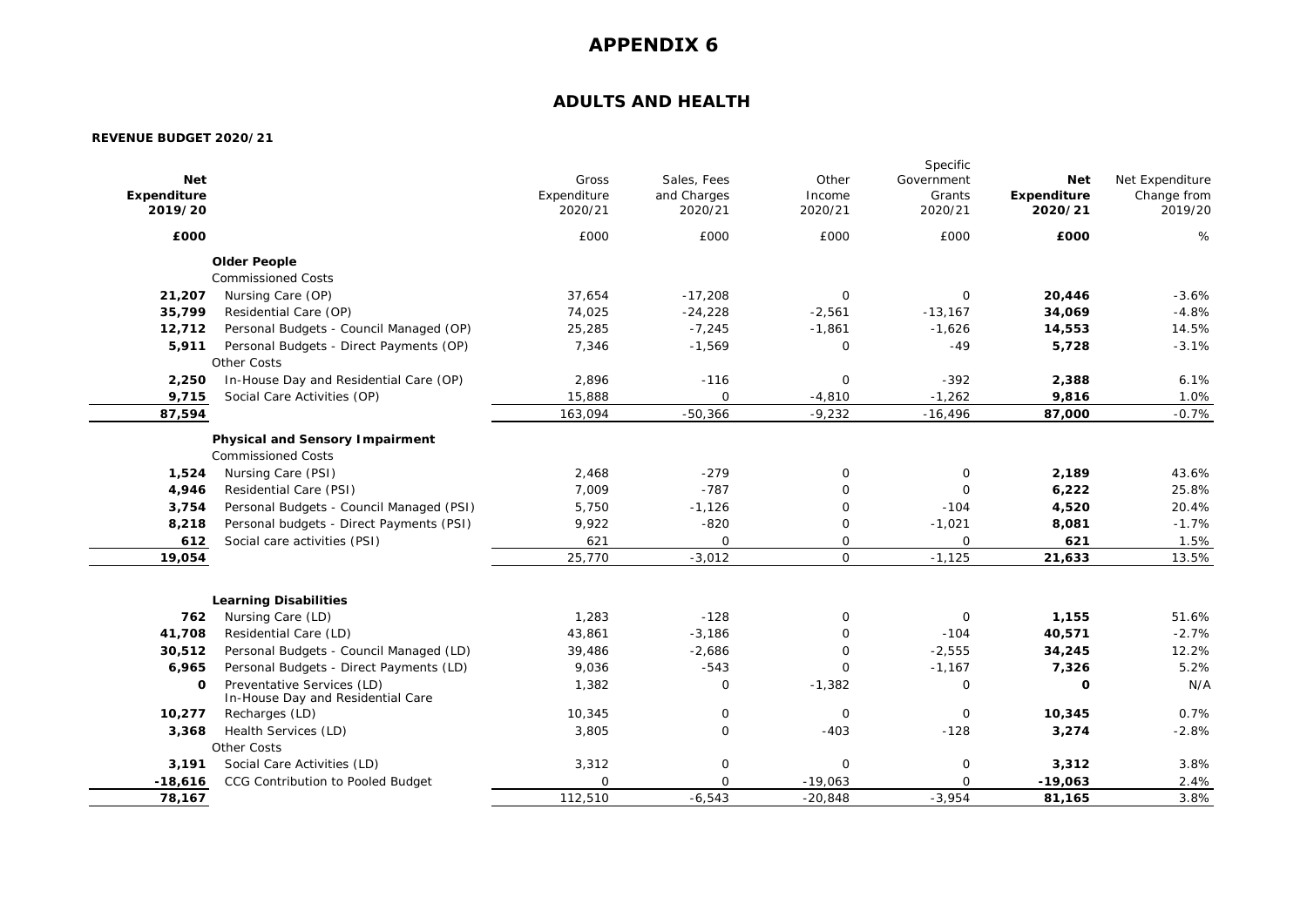# APPENDIX 6

## ADULTS AND HEALTH

**REVENUE BUDGET 2020/21**

| **Net Expenditure 2019/20** | | Gross Expenditure 2020/21 | Sales, Fees and Charges 2020/21 | Other Income 2020/21 | Specific Government Grants 2020/21 | **Net Expenditure 2020/21** | Net Expenditure Change from 2019/20 |
|---|---|---|---|---|---|---|---|
| **£000** | | £000 | £000 | £000 | £000 | **£000** | % |
| | **Older People** | | | | | | |
| | Commissioned Costs | | | | | | |
| **21,207** | Nursing Care (OP) | 37,654 | -17,208 | 0 | 0 | **20,446** | -3.6% |
| **35,799** | Residential Care (OP) | 74,025 | -24,228 | -2,561 | -13,167 | **34,069** | -4.8% |
| **12,712** | Personal Budgets - Council Managed (OP) | 25,285 | -7,245 | -1,861 | -1,626 | **14,553** | 14.5% |
| **5,911** | Personal Budgets - Direct Payments (OP) | 7,346 | -1,569 | 0 | -49 | **5,728** | -3.1% |
| | Other Costs | | | | | | |
| **2,250** | In-House Day and Residential Care (OP) | 2,896 | -116 | 0 | -392 | **2,388** | 6.1% |
| **9,715** | Social Care Activities (OP) | 15,888 | 0 | -4,810 | -1,262 | **9,816** | 1.0% |
| **87,594** | | 163,094 | -50,366 | -9,232 | -16,496 | **87,000** | -0.7% |
| | **Physical and Sensory Impairment** | | | | | | |
| | Commissioned Costs | | | | | | |
| **1,524** | Nursing Care (PSI) | 2,468 | -279 | 0 | 0 | **2,189** | 43.6% |
| **4,946** | Residential Care (PSI) | 7,009 | -787 | 0 | 0 | **6,222** | 25.8% |
| **3,754** | Personal Budgets - Council Managed (PSI) | 5,750 | -1,126 | 0 | -104 | **4,520** | 20.4% |
| **8,218** | Personal budgets - Direct Payments (PSI) | 9,922 | -820 | 0 | -1,021 | **8,081** | -1.7% |
| **612** | Social care activities (PSI) | 621 | 0 | 0 | 0 | **621** | 1.5% |
| **19,054** | | 25,770 | -3,012 | 0 | -1,125 | **21,633** | 13.5% |
| | **Learning Disabilities** | | | | | | |
| **762** | Nursing Care (LD) | 1,283 | -128 | 0 | 0 | **1,155** | 51.6% |
| **41,708** | Residential Care (LD) | 43,861 | -3,186 | 0 | -104 | **40,571** | -2.7% |
| **30,512** | Personal Budgets - Council Managed (LD) | 39,486 | -2,686 | 0 | -2,555 | **34,245** | 12.2% |
| **6,965** | Personal Budgets - Direct Payments (LD) | 9,036 | -543 | 0 | -1,167 | **7,326** | 5.2% |
| **0** | Preventative Services (LD) | 1,382 | 0 | -1,382 | 0 | **0** | N/A |
| **10,277** | In-House Day and Residential Care Recharges (LD) | 10,345 | 0 | 0 | 0 | **10,345** | 0.7% |
| **3,368** | Health Services (LD) | 3,805 | 0 | -403 | -128 | **3,274** | -2.8% |
| | Other Costs | | | | | | |
| **3,191** | Social Care Activities (LD) | 3,312 | 0 | 0 | 0 | **3,312** | 3.8% |
| **-18,616** | CCG Contribution to Pooled Budget | 0 | 0 | -19,063 | 0 | **-19,063** | 2.4% |
| **78,167** | | 112,510 | -6,543 | -20,848 | -3,954 | **81,165** | 3.8% |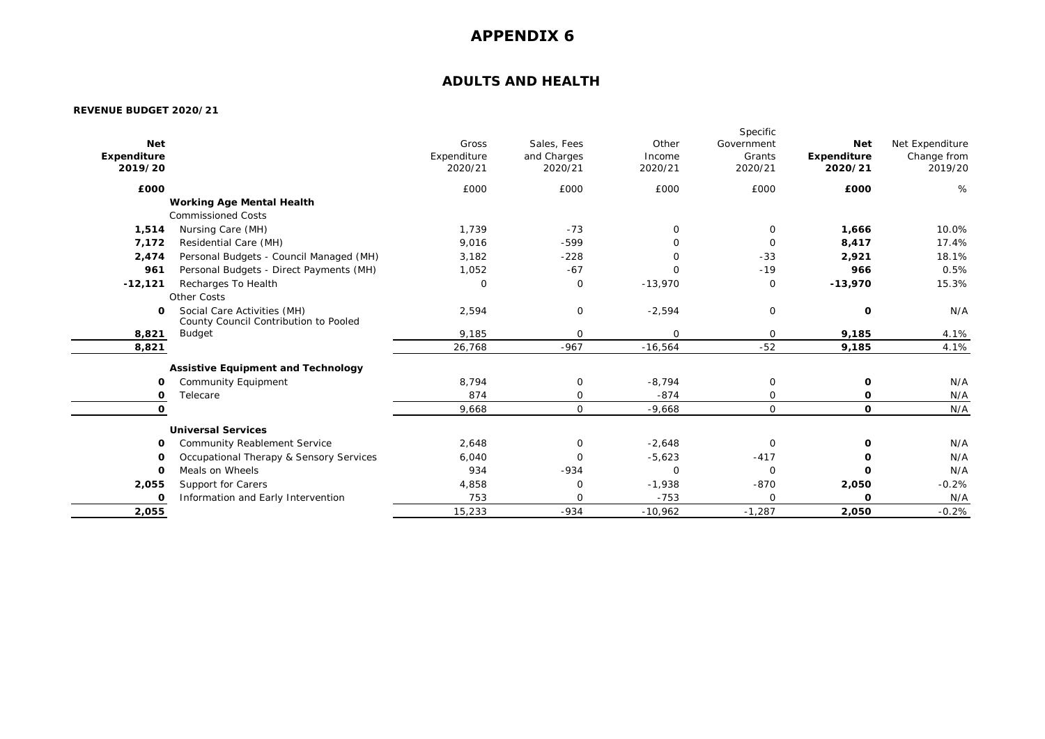# APPENDIX 6

## ADULTS AND HEALTH

**REVENUE BUDGET 2020/21**

| **Net Expenditure 2019/20** | | Gross Expenditure 2020/21 | Sales, Fees and Charges 2020/21 | Other Income 2020/21 | Specific Government Grants 2020/21 | **Net Expenditure 2020/21** | Net Expenditure Change from 2019/20 |
|---|---|---|---|---|---|---|---|
| **£000** | | £000 | £000 | £000 | £000 | **£000** | % |
| | **Working Age Mental Health** | | | | | | |
| | Commissioned Costs | | | | | | |
| **1,514** | Nursing Care (MH) | 1,739 | -73 | 0 | 0 | **1,666** | 10.0% |
| **7,172** | Residential Care (MH) | 9,016 | -599 | 0 | 0 | **8,417** | 17.4% |
| **2,474** | Personal Budgets - Council Managed (MH) | 3,182 | -228 | 0 | -33 | **2,921** | 18.1% |
| **961** | Personal Budgets - Direct Payments (MH) | 1,052 | -67 | 0 | -19 | **966** | 0.5% |
| **-12,121** | Recharges To Health | 0 | 0 | -13,970 | 0 | **-13,970** | 15.3% |
| | Other Costs | | | | | | |
| **0** | Social Care Activities (MH) | 2,594 | 0 | -2,594 | 0 | **0** | N/A |
| **8,821** | County Council Contribution to Pooled Budget | 9,185 | 0 | 0 | 0 | **9,185** | 4.1% |
| **8,821** | | 26,768 | -967 | -16,564 | -52 | **9,185** | 4.1% |
| | **Assistive Equipment and Technology** | | | | | | |
| **0** | Community Equipment | 8,794 | 0 | -8,794 | 0 | **0** | N/A |
| **0** | Telecare | 874 | 0 | -874 | 0 | **0** | N/A |
| **0** | | 9,668 | 0 | -9,668 | 0 | **0** | N/A |
| | **Universal Services** | | | | | | |
| **0** | Community Reablement Service | 2,648 | 0 | -2,648 | 0 | **0** | N/A |
| **0** | Occupational Therapy & Sensory Services | 6,040 | 0 | -5,623 | -417 | **0** | N/A |
| **0** | Meals on Wheels | 934 | -934 | 0 | 0 | **0** | N/A |
| **2,055** | Support for Carers | 4,858 | 0 | -1,938 | -870 | **2,050** | -0.2% |
| **0** | Information and Early Intervention | 753 | 0 | -753 | 0 | **0** | N/A |
| **2,055** | | 15,233 | -934 | -10,962 | -1,287 | **2,050** | -0.2% |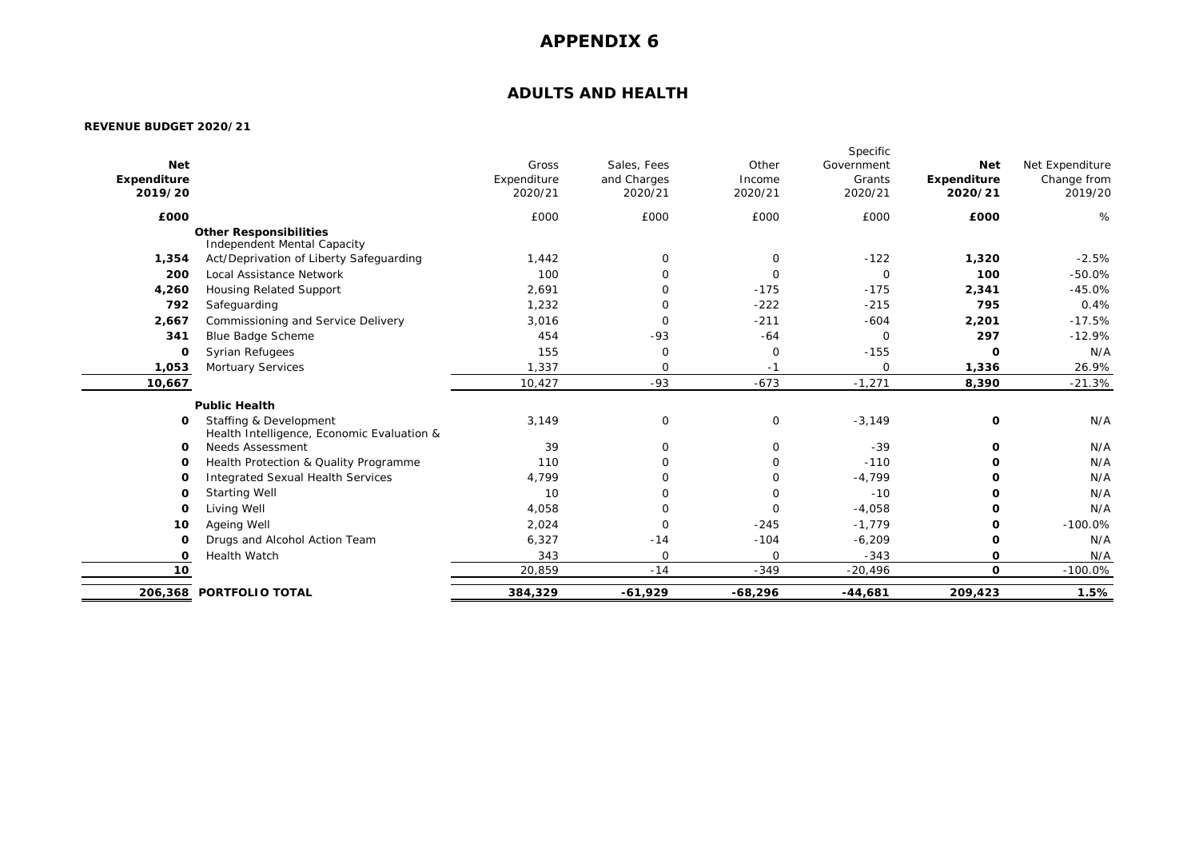# APPENDIX 6

## ADULTS AND HEALTH

**REVENUE BUDGET 2020/21**

| **Net Expenditure 2019/20** | | Gross Expenditure 2020/21 | Sales, Fees and Charges 2020/21 | Other Income 2020/21 | Specific Government Grants 2020/21 | **Net Expenditure 2020/21** | Net Expenditure Change from 2019/20 |
|---|---|---|---|---|---|---|---|
| **£000** | | £000 | £000 | £000 | £000 | **£000** | % |
| | **Other Responsibilities** | | | | | | |
| **1,354** | Independent Mental Capacity Act/Deprivation of Liberty Safeguarding | 1,442 | 0 | 0 | -122 | **1,320** | -2.5% |
| **200** | Local Assistance Network | 100 | 0 | 0 | 0 | **100** | -50.0% |
| **4,260** | Housing Related Support | 2,691 | 0 | -175 | -175 | **2,341** | -45.0% |
| **792** | Safeguarding | 1,232 | 0 | -222 | -215 | **795** | 0.4% |
| **2,667** | Commissioning and Service Delivery | 3,016 | 0 | -211 | -604 | **2,201** | -17.5% |
| **341** | Blue Badge Scheme | 454 | -93 | -64 | 0 | **297** | -12.9% |
| **0** | Syrian Refugees | 155 | 0 | 0 | -155 | **0** | N/A |
| **1,053** | Mortuary Services | 1,337 | 0 | -1 | 0 | **1,336** | 26.9% |
| **10,667** | | 10,427 | -93 | -673 | -1,271 | **8,390** | -21.3% |
| | **Public Health** | | | | | | |
| **0** | Staffing & Development | 3,149 | 0 | 0 | -3,149 | **0** | N/A |
| **0** | Health Intelligence, Economic Evaluation & Needs Assessment | 39 | 0 | 0 | -39 | **0** | N/A |
| **0** | Health Protection & Quality Programme | 110 | 0 | 0 | -110 | **0** | N/A |
| **0** | Integrated Sexual Health Services | 4,799 | 0 | 0 | -4,799 | **0** | N/A |
| **0** | Starting Well | 10 | 0 | 0 | -10 | **0** | N/A |
| **0** | Living Well | 4,058 | 0 | 0 | -4,058 | **0** | N/A |
| **10** | Ageing Well | 2,024 | 0 | -245 | -1,779 | **0** | -100.0% |
| **0** | Drugs and Alcohol Action Team | 6,327 | -14 | -104 | -6,209 | **0** | N/A |
| **0** | Health Watch | 343 | 0 | 0 | -343 | **0** | N/A |
| **10** | | 20,859 | -14 | -349 | -20,496 | **0** | -100.0% |
| **206,368** | **PORTFOLIO TOTAL** | **384,329** | **-61,929** | **-68,296** | **-44,681** | **209,423** | **1.5%** |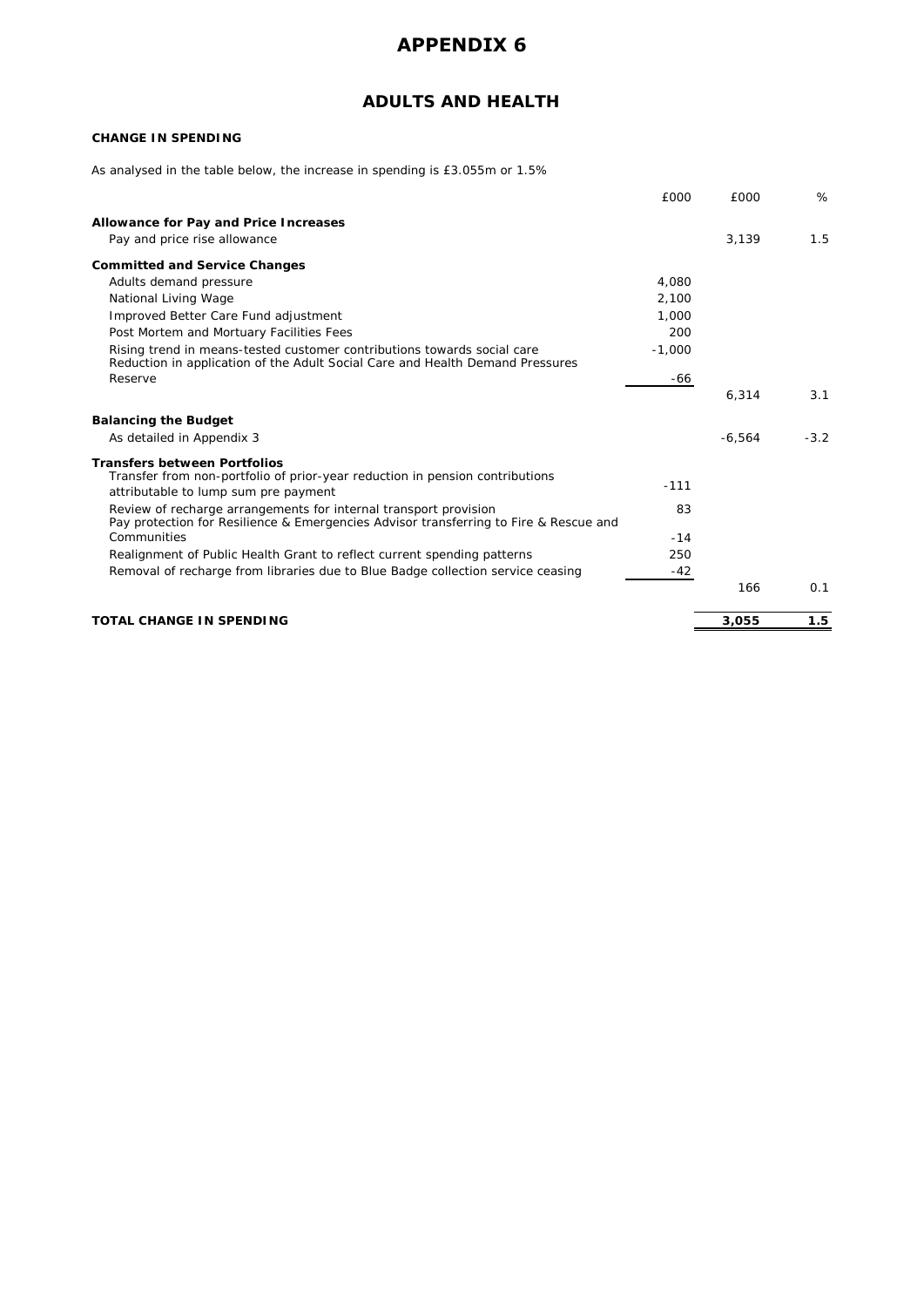# APPENDIX 6

## ADULTS AND HEALTH

**CHANGE IN SPENDING**

As analysed in the table below, the increase in spending is £3.055m or 1.5%

| | £000 | £000 | % |
|---|---|---|---|
| **Allowance for Pay and Price Increases** | | | |
| Pay and price rise allowance | | 3,139 | 1.5 |
| **Committed and Service Changes** | | | |
| Adults demand pressure | 4,080 | | |
| National Living Wage | 2,100 | | |
| Improved Better Care Fund adjustment | 1,000 | | |
| Post Mortem and Mortuary Facilities Fees | 200 | | |
| Rising trend in means-tested customer contributions towards social care | -1,000 | | |
| Reduction in application of the Adult Social Care and Health Demand Pressures Reserve | -66 | | |
| | | 6,314 | 3.1 |
| **Balancing the Budget** | | | |
| As detailed in Appendix 3 | | -6,564 | -3.2 |
| **Transfers between Portfolios** | | | |
| Transfer from non-portfolio of prior-year reduction in pension contributions attributable to lump sum pre payment | -111 | | |
| Review of recharge arrangements for internal transport provision | 83 | | |
| Pay protection for Resilience & Emergencies Advisor transferring to Fire & Rescue and Communities | -14 | | |
| Realignment of Public Health Grant to reflect current spending patterns | 250 | | |
| Removal of recharge from libraries due to Blue Badge collection service ceasing | -42 | | |
| | | 166 | 0.1 |
| **TOTAL CHANGE IN SPENDING** | | **3,055** | **1.5** |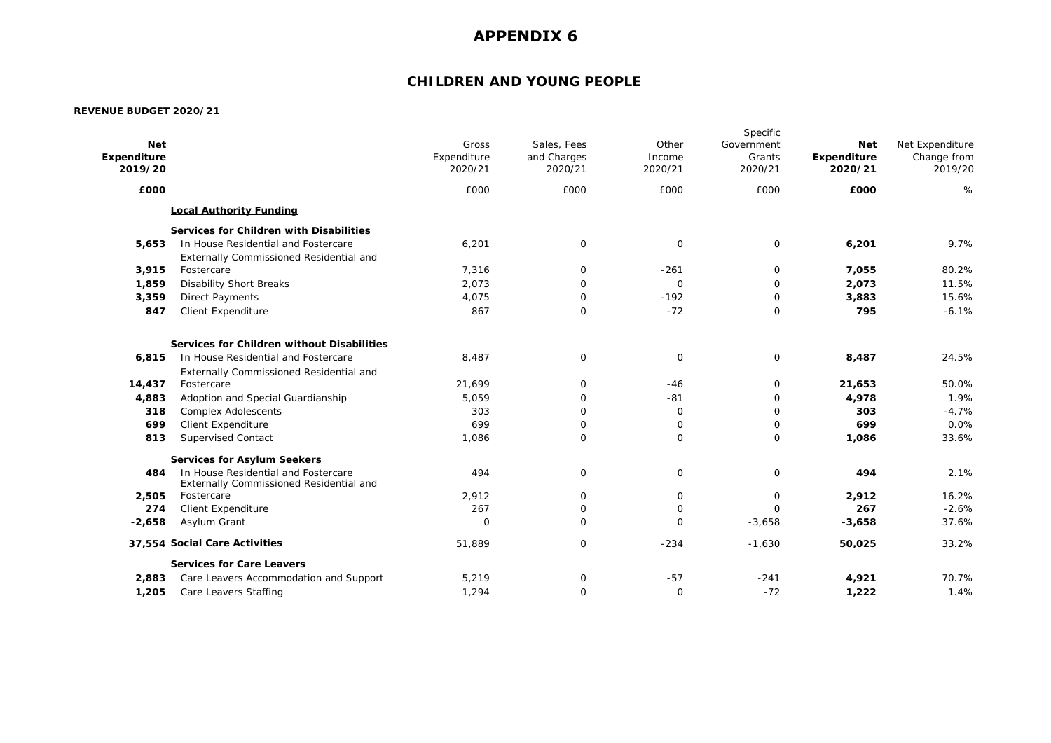# APPENDIX 6

## CHILDREN AND YOUNG PEOPLE

**REVENUE BUDGET 2020/21**

| **Net Expenditure 2019/20** | | Gross Expenditure 2020/21 | Sales, Fees and Charges 2020/21 | Other Income 2020/21 | Specific Government Grants 2020/21 | **Net Expenditure 2020/21** | Net Expenditure Change from 2019/20 |
|---|---|---|---|---|---|---|---|
| **£000** | | £000 | £000 | £000 | £000 | **£000** | % |
| | **Local Authority Funding** | | | | | | |
| | **Services for Children with Disabilities** | | | | | | |
| **5,653** | In House Residential and Fostercare | 6,201 | 0 | 0 | 0 | **6,201** | 9.7% |
| **3,915** | Externally Commissioned Residential and Fostercare | 7,316 | 0 | -261 | 0 | **7,055** | 80.2% |
| **1,859** | Disability Short Breaks | 2,073 | 0 | 0 | 0 | **2,073** | 11.5% |
| **3,359** | Direct Payments | 4,075 | 0 | -192 | 0 | **3,883** | 15.6% |
| **847** | Client Expenditure | 867 | 0 | -72 | 0 | **795** | -6.1% |
| | **Services for Children without Disabilities** | | | | | | |
| **6,815** | In House Residential and Fostercare | 8,487 | 0 | 0 | 0 | **8,487** | 24.5% |
| **14,437** | Externally Commissioned Residential and Fostercare | 21,699 | 0 | -46 | 0 | **21,653** | 50.0% |
| **4,883** | Adoption and Special Guardianship | 5,059 | 0 | -81 | 0 | **4,978** | 1.9% |
| **318** | Complex Adolescents | 303 | 0 | 0 | 0 | **303** | -4.7% |
| **699** | Client Expenditure | 699 | 0 | 0 | 0 | **699** | 0.0% |
| **813** | Supervised Contact | 1,086 | 0 | 0 | 0 | **1,086** | 33.6% |
| | **Services for Asylum Seekers** | | | | | | |
| **484** | In House Residential and Fostercare | 494 | 0 | 0 | 0 | **494** | 2.1% |
| **2,505** | Externally Commissioned Residential and Fostercare | 2,912 | 0 | 0 | 0 | **2,912** | 16.2% |
| **274** | Client Expenditure | 267 | 0 | 0 | 0 | **267** | -2.6% |
| **-2,658** | Asylum Grant | 0 | 0 | 0 | -3,658 | **-3,658** | 37.6% |
| **37,554** | **Social Care Activities** | 51,889 | 0 | -234 | -1,630 | **50,025** | 33.2% |
| | **Services for Care Leavers** | | | | | | |
| **2,883** | Care Leavers Accommodation and Support | 5,219 | 0 | -57 | -241 | **4,921** | 70.7% |
| **1,205** | Care Leavers Staffing | 1,294 | 0 | 0 | -72 | **1,222** | 1.4% |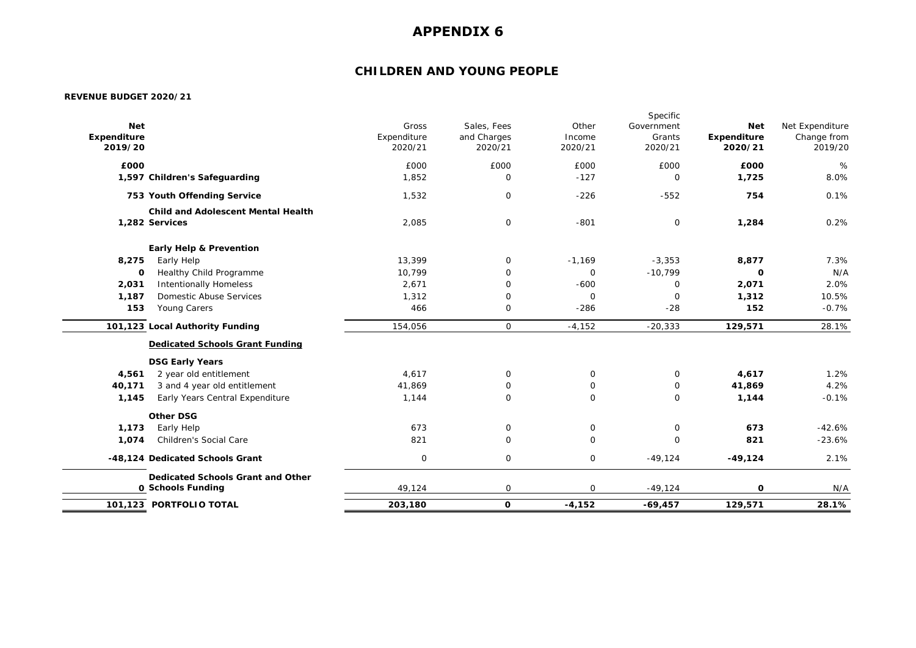# APPENDIX 6

## CHILDREN AND YOUNG PEOPLE

**REVENUE BUDGET 2020/21**

| Net Expenditure 2019/20 | | Gross Expenditure 2020/21 | Sales, Fees and Charges 2020/21 | Other Income 2020/21 | Specific Government Grants 2020/21 | Net Expenditure 2020/21 | Net Expenditure Change from 2019/20 |
|---|---|---|---|---|---|---|---|
| £000 | | £000 | £000 | £000 | £000 | £000 | % |
| 1,597 | **Children's Safeguarding** | 1,852 | 0 | -127 | 0 | **1,725** | 8.0% |
| 753 | **Youth Offending Service** | 1,532 | 0 | -226 | -552 | **754** | 0.1% |
| 1,282 | **Child and Adolescent Mental Health Services** | 2,085 | 0 | -801 | 0 | **1,284** | 0.2% |
| | **Early Help & Prevention** | | | | | | |
| 8,275 | Early Help | 13,399 | 0 | -1,169 | -3,353 | **8,877** | 7.3% |
| 0 | Healthy Child Programme | 10,799 | 0 | 0 | -10,799 | **0** | N/A |
| 2,031 | Intentionally Homeless | 2,671 | 0 | -600 | 0 | **2,071** | 2.0% |
| 1,187 | Domestic Abuse Services | 1,312 | 0 | 0 | 0 | **1,312** | 10.5% |
| 153 | Young Carers | 466 | 0 | -286 | -28 | **152** | -0.7% |
| 101,123 | **Local Authority Funding** | 154,056 | 0 | -4,152 | -20,333 | **129,571** | 28.1% |
| | **Dedicated Schools Grant Funding** | | | | | | |
| | **DSG Early Years** | | | | | | |
| 4,561 | 2 year old entitlement | 4,617 | 0 | 0 | 0 | **4,617** | 1.2% |
| 40,171 | 3 and 4 year old entitlement | 41,869 | 0 | 0 | 0 | **41,869** | 4.2% |
| 1,145 | Early Years Central Expenditure | 1,144 | 0 | 0 | 0 | **1,144** | -0.1% |
| | **Other DSG** | | | | | | |
| 1,173 | Early Help | 673 | 0 | 0 | 0 | **673** | -42.6% |
| 1,074 | Children's Social Care | 821 | 0 | 0 | 0 | **821** | -23.6% |
| -48,124 | **Dedicated Schools Grant** | 0 | 0 | 0 | -49,124 | **-49,124** | 2.1% |
| 0 | **Dedicated Schools Grant and Other Schools Funding** | 49,124 | 0 | 0 | -49,124 | **0** | N/A |
| **101,123** | **PORTFOLIO TOTAL** | **203,180** | **0** | **-4,152** | **-69,457** | **129,571** | **28.1%** |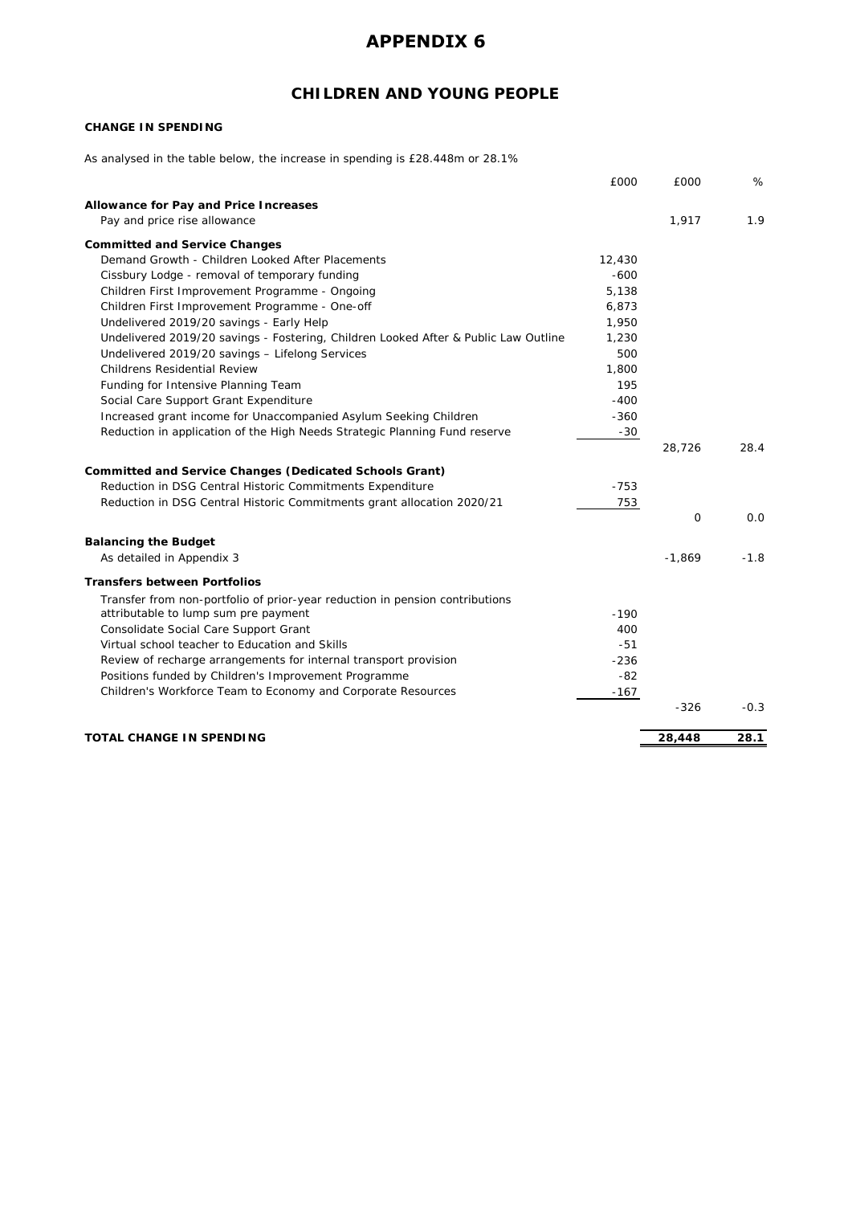# APPENDIX 6

## CHILDREN AND YOUNG PEOPLE

**CHANGE IN SPENDING**

As analysed in the table below, the increase in spending is £28.448m or 28.1%

| | £000 | £000 | % |
|---|---|---|---|
| **Allowance for Pay and Price Increases** | | | |
| Pay and price rise allowance | | 1,917 | 1.9 |
| **Committed and Service Changes** | | | |
| Demand Growth - Children Looked After Placements | 12,430 | | |
| Cissbury Lodge - removal of temporary funding | -600 | | |
| Children First Improvement Programme - Ongoing | 5,138 | | |
| Children First Improvement Programme - One-off | 6,873 | | |
| Undelivered 2019/20 savings - Early Help | 1,950 | | |
| Undelivered 2019/20 savings - Fostering, Children Looked After & Public Law Outline | 1,230 | | |
| Undelivered 2019/20 savings – Lifelong Services | 500 | | |
| Childrens Residential Review | 1,800 | | |
| Funding for Intensive Planning Team | 195 | | |
| Social Care Support Grant Expenditure | -400 | | |
| Increased grant income for Unaccompanied Asylum Seeking Children | -360 | | |
| Reduction in application of the High Needs Strategic Planning Fund reserve | -30 | | |
| | | 28,726 | 28.4 |
| **Committed and Service Changes (Dedicated Schools Grant)** | | | |
| Reduction in DSG Central Historic Commitments Expenditure | -753 | | |
| Reduction in DSG Central Historic Commitments grant allocation 2020/21 | 753 | | |
| | | 0 | 0.0 |
| **Balancing the Budget** | | | |
| As detailed in Appendix 3 | | -1,869 | -1.8 |
| **Transfers between Portfolios** | | | |
| Transfer from non-portfolio of prior-year reduction in pension contributions attributable to lump sum pre payment | -190 | | |
| Consolidate Social Care Support Grant | 400 | | |
| Virtual school teacher to Education and Skills | -51 | | |
| Review of recharge arrangements for internal transport provision | -236 | | |
| Positions funded by Children's Improvement Programme | -82 | | |
| Children's Workforce Team to Economy and Corporate Resources | -167 | | |
| | | -326 | -0.3 |
| **TOTAL CHANGE IN SPENDING** | | **28,448** | **28.1** |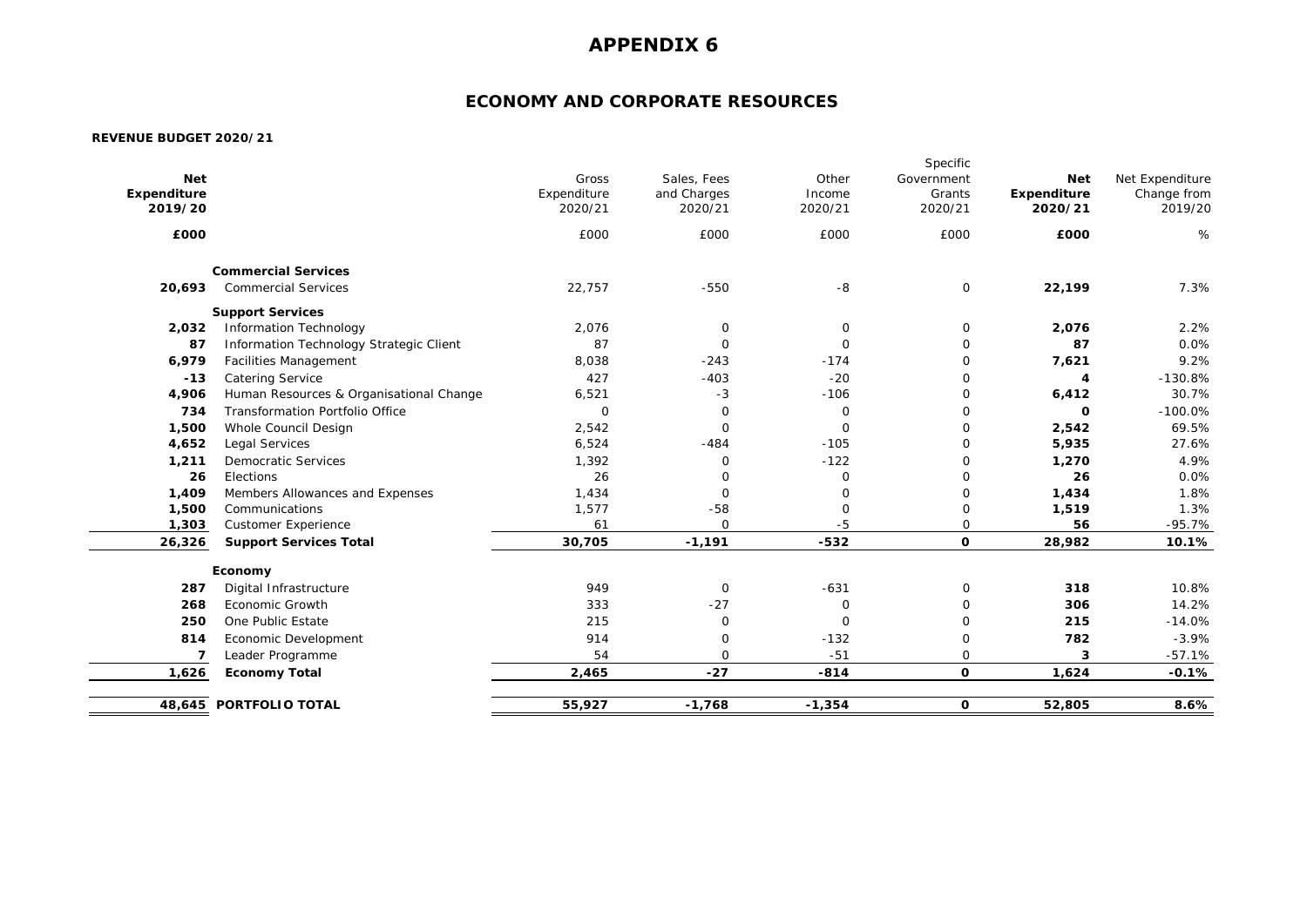# APPENDIX 6

## ECONOMY AND CORPORATE RESOURCES

**REVENUE BUDGET 2020/21**

| **Net Expenditure 2019/20** | | Gross Expenditure 2020/21 | Sales, Fees and Charges 2020/21 | Other Income 2020/21 | Specific Government Grants 2020/21 | **Net Expenditure 2020/21** | Net Expenditure Change from 2019/20 |
|---|---|---|---|---|---|---|---|
| **£000** | | £000 | £000 | £000 | £000 | **£000** | % |
| | **Commercial Services** | | | | | | |
| **20,693** | Commercial Services | 22,757 | -550 | -8 | 0 | **22,199** | 7.3% |
| | **Support Services** | | | | | | |
| **2,032** | Information Technology | 2,076 | 0 | 0 | 0 | **2,076** | 2.2% |
| **87** | Information Technology Strategic Client | 87 | 0 | 0 | 0 | **87** | 0.0% |
| **6,979** | Facilities Management | 8,038 | -243 | -174 | 0 | **7,621** | 9.2% |
| **-13** | Catering Service | 427 | -403 | -20 | 0 | **4** | -130.8% |
| **4,906** | Human Resources & Organisational Change | 6,521 | -3 | -106 | 0 | **6,412** | 30.7% |
| **734** | Transformation Portfolio Office | 0 | 0 | 0 | 0 | **0** | -100.0% |
| **1,500** | Whole Council Design | 2,542 | 0 | 0 | 0 | **2,542** | 69.5% |
| **4,652** | Legal Services | 6,524 | -484 | -105 | 0 | **5,935** | 27.6% |
| **1,211** | Democratic Services | 1,392 | 0 | -122 | 0 | **1,270** | 4.9% |
| **26** | Elections | 26 | 0 | 0 | 0 | **26** | 0.0% |
| **1,409** | Members Allowances and Expenses | 1,434 | 0 | 0 | 0 | **1,434** | 1.8% |
| **1,500** | Communications | 1,577 | -58 | 0 | 0 | **1,519** | 1.3% |
| **1,303** | Customer Experience | 61 | 0 | -5 | 0 | **56** | -95.7% |
| **26,326** | **Support Services Total** | **30,705** | **-1,191** | **-532** | **0** | **28,982** | **10.1%** |
| | **Economy** | | | | | | |
| **287** | Digital Infrastructure | 949 | 0 | -631 | 0 | **318** | 10.8% |
| **268** | Economic Growth | 333 | -27 | 0 | 0 | **306** | 14.2% |
| **250** | One Public Estate | 215 | 0 | 0 | 0 | **215** | -14.0% |
| **814** | Economic Development | 914 | 0 | -132 | 0 | **782** | -3.9% |
| **7** | Leader Programme | 54 | 0 | -51 | 0 | **3** | -57.1% |
| **1,626** | **Economy Total** | **2,465** | **-27** | **-814** | **0** | **1,624** | **-0.1%** |
| **48,645** | **PORTFOLIO TOTAL** | **55,927** | **-1,768** | **-1,354** | **0** | **52,805** | **8.6%** |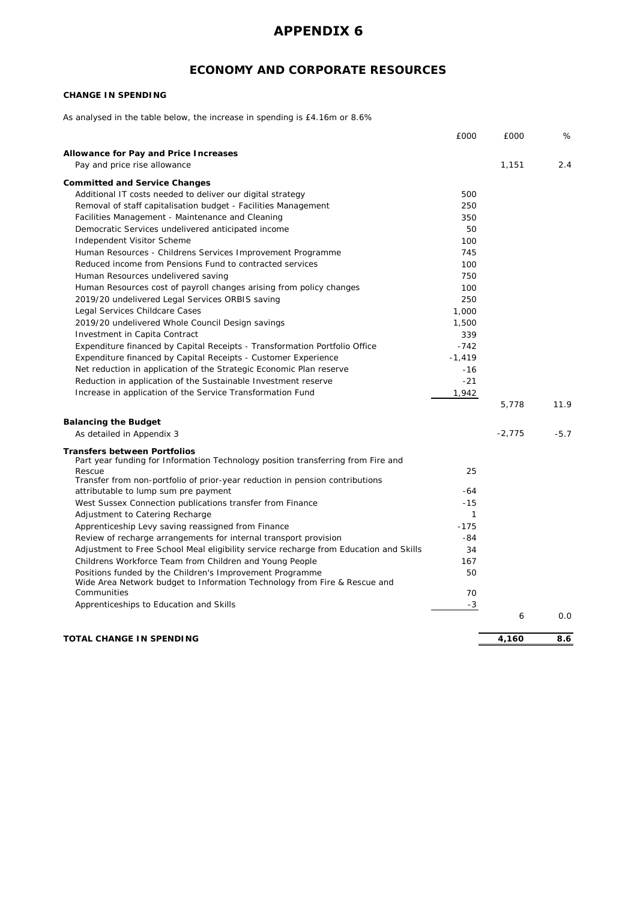# APPENDIX 6

## ECONOMY AND CORPORATE RESOURCES

**CHANGE IN SPENDING**

As analysed in the table below, the increase in spending is £4.16m or 8.6%

| | £000 | £000 | % |
|---|---|---|---|
| **Allowance for Pay and Price Increases** | | | |
| Pay and price rise allowance | | 1,151 | 2.4 |
| **Committed and Service Changes** | | | |
| Additional IT costs needed to deliver our digital strategy | 500 | | |
| Removal of staff capitalisation budget - Facilities Management | 250 | | |
| Facilities Management - Maintenance and Cleaning | 350 | | |
| Democratic Services undelivered anticipated income | 50 | | |
| Independent Visitor Scheme | 100 | | |
| Human Resources - Childrens Services Improvement Programme | 745 | | |
| Reduced income from Pensions Fund to contracted services | 100 | | |
| Human Resources undelivered saving | 750 | | |
| Human Resources cost of payroll changes arising from policy changes | 100 | | |
| 2019/20 undelivered Legal Services ORBIS saving | 250 | | |
| Legal Services Childcare Cases | 1,000 | | |
| 2019/20 undelivered Whole Council Design savings | 1,500 | | |
| Investment in Capita Contract | 339 | | |
| Expenditure financed by Capital Receipts - Transformation Portfolio Office | -742 | | |
| Expenditure financed by Capital Receipts - Customer Experience | -1,419 | | |
| Net reduction in application of the Strategic Economic Plan reserve | -16 | | |
| Reduction in application of the Sustainable Investment reserve | -21 | | |
| Increase in application of the Service Transformation Fund | 1,942 | | |
| | | 5,778 | 11.9 |
| **Balancing the Budget** | | | |
| As detailed in Appendix 3 | | -2,775 | -5.7 |
| **Transfers between Portfolios** | | | |
| Part year funding for Information Technology position transferring from Fire and Rescue | 25 | | |
| Transfer from non-portfolio of prior-year reduction in pension contributions attributable to lump sum pre payment | -64 | | |
| West Sussex Connection publications transfer from Finance | -15 | | |
| Adjustment to Catering Recharge | 1 | | |
| Apprenticeship Levy saving reassigned from Finance | -175 | | |
| Review of recharge arrangements for internal transport provision | -84 | | |
| Adjustment to Free School Meal eligibility service recharge from Education and Skills | 34 | | |
| Childrens Workforce Team from Children and Young People | 167 | | |
| Positions funded by the Children's Improvement Programme | 50 | | |
| Wide Area Network budget to Information Technology from Fire & Rescue and Communities | 70 | | |
| Apprenticeships to Education and Skills | -3 | | |
| | | 6 | 0.0 |
| **TOTAL CHANGE IN SPENDING** | | **4,160** | **8.6** |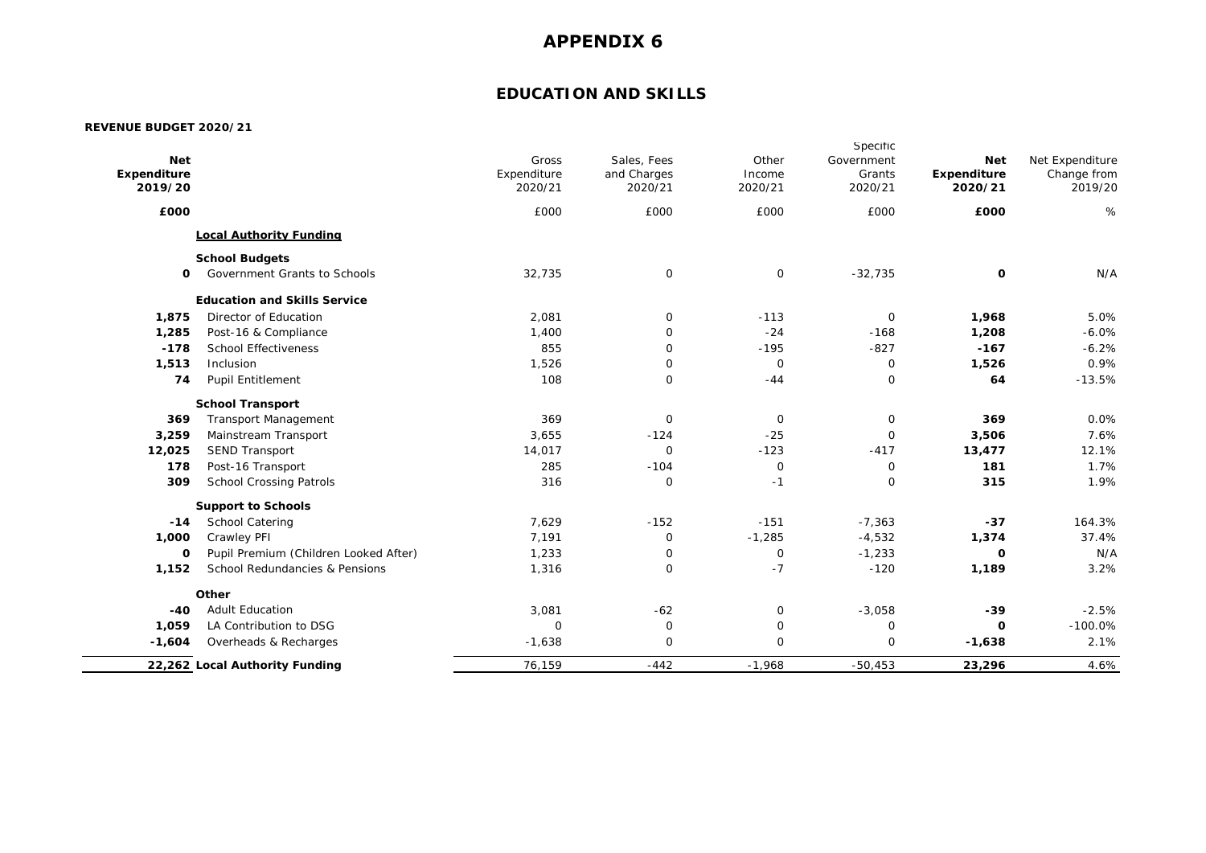# APPENDIX 6

## EDUCATION AND SKILLS

**REVENUE BUDGET 2020/21**

| **Net Expenditure 2019/20** | | Gross Expenditure 2020/21 | Sales, Fees and Charges 2020/21 | Other Income 2020/21 | Specific Government Grants 2020/21 | **Net Expenditure 2020/21** | Net Expenditure Change from 2019/20 |
|---|---|---|---|---|---|---|---|
| **£000** | | £000 | £000 | £000 | £000 | **£000** | % |
| | **Local Authority Funding** | | | | | | |
| | **School Budgets** | | | | | | |
| **0** | Government Grants to Schools | 32,735 | 0 | 0 | -32,735 | **0** | N/A |
| | **Education and Skills Service** | | | | | | |
| **1,875** | Director of Education | 2,081 | 0 | -113 | 0 | **1,968** | 5.0% |
| **1,285** | Post-16 & Compliance | 1,400 | 0 | -24 | -168 | **1,208** | -6.0% |
| **-178** | School Effectiveness | 855 | 0 | -195 | -827 | **-167** | -6.2% |
| **1,513** | Inclusion | 1,526 | 0 | 0 | 0 | **1,526** | 0.9% |
| **74** | Pupil Entitlement | 108 | 0 | -44 | 0 | **64** | -13.5% |
| | **School Transport** | | | | | | |
| **369** | Transport Management | 369 | 0 | 0 | 0 | **369** | 0.0% |
| **3,259** | Mainstream Transport | 3,655 | -124 | -25 | 0 | **3,506** | 7.6% |
| **12,025** | SEND Transport | 14,017 | 0 | -123 | -417 | **13,477** | 12.1% |
| **178** | Post-16 Transport | 285 | -104 | 0 | 0 | **181** | 1.7% |
| **309** | School Crossing Patrols | 316 | 0 | -1 | 0 | **315** | 1.9% |
| | **Support to Schools** | | | | | | |
| **-14** | School Catering | 7,629 | -152 | -151 | -7,363 | **-37** | 164.3% |
| **1,000** | Crawley PFI | 7,191 | 0 | -1,285 | -4,532 | **1,374** | 37.4% |
| **0** | Pupil Premium (Children Looked After) | 1,233 | 0 | 0 | -1,233 | **0** | N/A |
| **1,152** | School Redundancies & Pensions | 1,316 | 0 | -7 | -120 | **1,189** | 3.2% |
| | **Other** | | | | | | |
| **-40** | Adult Education | 3,081 | -62 | 0 | -3,058 | **-39** | -2.5% |
| **1,059** | LA Contribution to DSG | 0 | 0 | 0 | 0 | **0** | -100.0% |
| **-1,604** | Overheads & Recharges | -1,638 | 0 | 0 | 0 | **-1,638** | 2.1% |
| **22,262** | **Local Authority Funding** | 76,159 | -442 | -1,968 | -50,453 | **23,296** | 4.6% |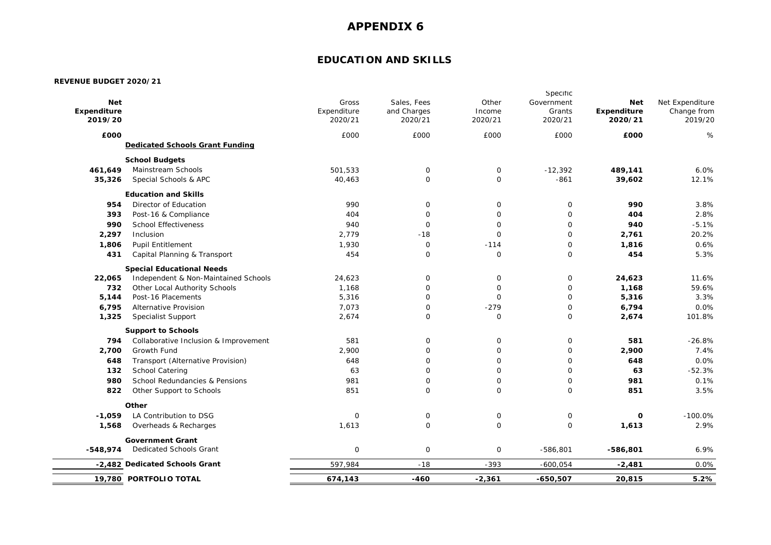# APPENDIX 6

## EDUCATION AND SKILLS

**REVENUE BUDGET 2020/21**

| Net Expenditure 2019/20 | | Gross Expenditure 2020/21 | Sales, Fees and Charges 2020/21 | Other Income 2020/21 | Specific Government Grants 2020/21 | Net Expenditure 2020/21 | Net Expenditure Change from 2019/20 |
|---|---|---|---|---|---|---|---|
| £000 | | £000 | £000 | £000 | £000 | £000 | % |
| | **Dedicated Schools Grant Funding** | | | | | | |
| | **School Budgets** | | | | | | |
| 461,649 | Mainstream Schools | 501,533 | 0 | 0 | -12,392 | 489,141 | 6.0% |
| 35,326 | Special Schools & APC | 40,463 | 0 | 0 | -861 | 39,602 | 12.1% |
| | **Education and Skills** | | | | | | |
| 954 | Director of Education | 990 | 0 | 0 | 0 | 990 | 3.8% |
| 393 | Post-16 & Compliance | 404 | 0 | 0 | 0 | 404 | 2.8% |
| 990 | School Effectiveness | 940 | 0 | 0 | 0 | 940 | -5.1% |
| 2,297 | Inclusion | 2,779 | -18 | 0 | 0 | 2,761 | 20.2% |
| 1,806 | Pupil Entitlement | 1,930 | 0 | -114 | 0 | 1,816 | 0.6% |
| 431 | Capital Planning & Transport | 454 | 0 | 0 | 0 | 454 | 5.3% |
| | **Special Educational Needs** | | | | | | |
| 22,065 | Independent & Non-Maintained Schools | 24,623 | 0 | 0 | 0 | 24,623 | 11.6% |
| 732 | Other Local Authority Schools | 1,168 | 0 | 0 | 0 | 1,168 | 59.6% |
| 5,144 | Post-16 Placements | 5,316 | 0 | 0 | 0 | 5,316 | 3.3% |
| 6,795 | Alternative Provision | 7,073 | 0 | -279 | 0 | 6,794 | 0.0% |
| 1,325 | Specialist Support | 2,674 | 0 | 0 | 0 | 2,674 | 101.8% |
| | **Support to Schools** | | | | | | |
| 794 | Collaborative Inclusion & Improvement | 581 | 0 | 0 | 0 | 581 | -26.8% |
| 2,700 | Growth Fund | 2,900 | 0 | 0 | 0 | 2,900 | 7.4% |
| 648 | Transport (Alternative Provision) | 648 | 0 | 0 | 0 | 648 | 0.0% |
| 132 | School Catering | 63 | 0 | 0 | 0 | 63 | -52.3% |
| 980 | School Redundancies & Pensions | 981 | 0 | 0 | 0 | 981 | 0.1% |
| 822 | Other Support to Schools | 851 | 0 | 0 | 0 | 851 | 3.5% |
| | **Other** | | | | | | |
| -1,059 | LA Contribution to DSG | 0 | 0 | 0 | 0 | 0 | -100.0% |
| 1,568 | Overheads & Recharges | 1,613 | 0 | 0 | 0 | 1,613 | 2.9% |
| | **Government Grant** | | | | | | |
| -548,974 | Dedicated Schools Grant | 0 | 0 | 0 | -586,801 | -586,801 | 6.9% |
| **-2,482** | **Dedicated Schools Grant** | 597,984 | -18 | -393 | -600,054 | -2,481 | 0.0% |
| **19,780** | **PORTFOLIO TOTAL** | **674,143** | **-460** | **-2,361** | **-650,507** | **20,815** | **5.2%** |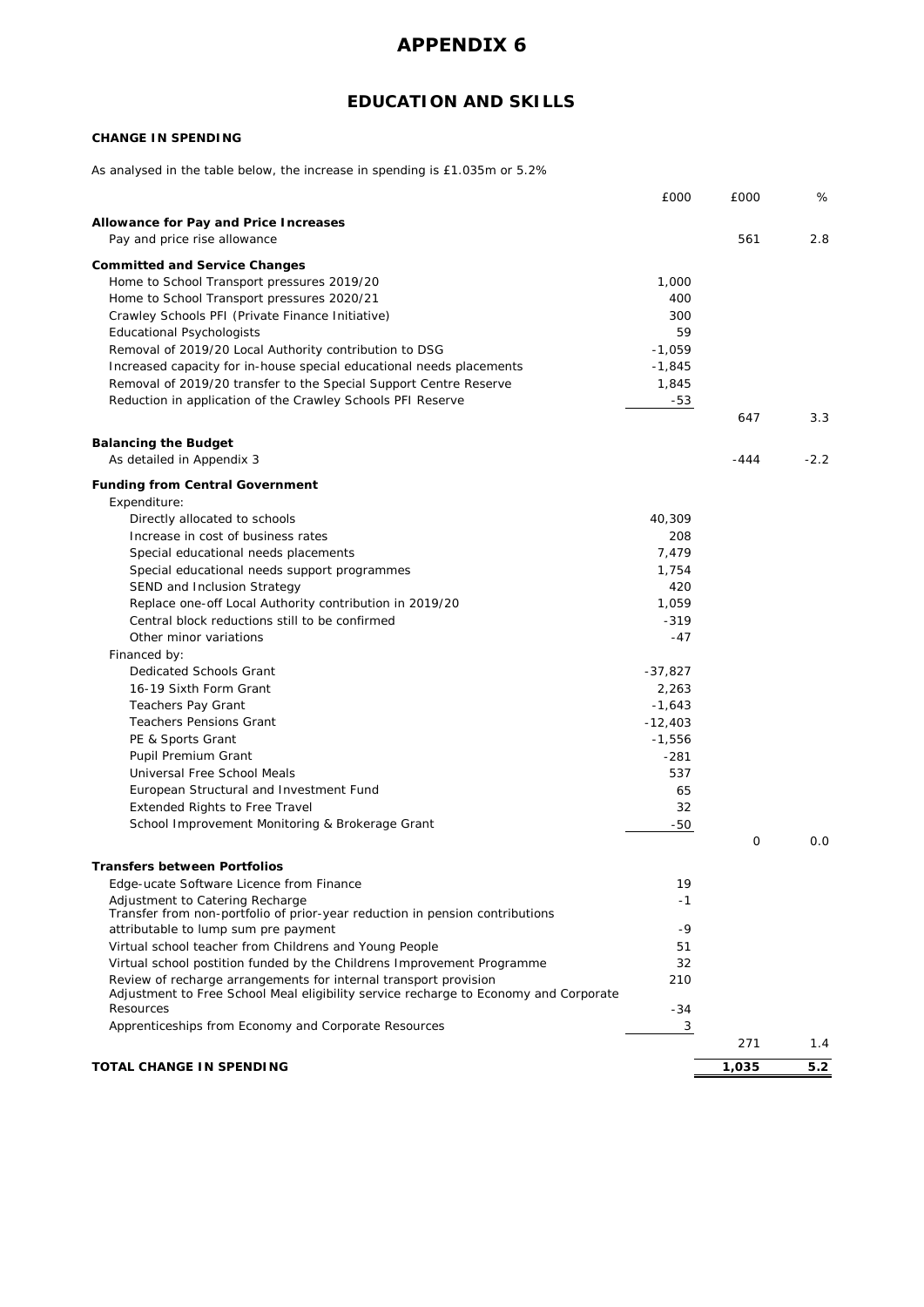# APPENDIX 6

## EDUCATION AND SKILLS

**CHANGE IN SPENDING**

As analysed in the table below, the increase in spending is £1.035m or 5.2%

| | £000 | £000 | % |
|---|---|---|---|
| **Allowance for Pay and Price Increases** | | | |
| Pay and price rise allowance | | 561 | 2.8 |
| **Committed and Service Changes** | | | |
| Home to School Transport pressures 2019/20 | 1,000 | | |
| Home to School Transport pressures 2020/21 | 400 | | |
| Crawley Schools PFI (Private Finance Initiative) | 300 | | |
| Educational Psychologists | 59 | | |
| Removal of 2019/20 Local Authority contribution to DSG | -1,059 | | |
| Increased capacity for in-house special educational needs placements | -1,845 | | |
| Removal of 2019/20 transfer to the Special Support Centre Reserve | 1,845 | | |
| Reduction in application of the Crawley Schools PFI Reserve | -53 | | |
| | | 647 | 3.3 |
| **Balancing the Budget** | | | |
| As detailed in Appendix 3 | | -444 | -2.2 |
| **Funding from Central Government** | | | |
| Expenditure: | | | |
| Directly allocated to schools | 40,309 | | |
| Increase in cost of business rates | 208 | | |
| Special educational needs placements | 7,479 | | |
| Special educational needs support programmes | 1,754 | | |
| SEND and Inclusion Strategy | 420 | | |
| Replace one-off Local Authority contribution in 2019/20 | 1,059 | | |
| Central block reductions still to be confirmed | -319 | | |
| Other minor variations | -47 | | |
| Financed by: | | | |
| Dedicated Schools Grant | -37,827 | | |
| 16-19 Sixth Form Grant | 2,263 | | |
| Teachers Pay Grant | -1,643 | | |
| Teachers Pensions Grant | -12,403 | | |
| PE & Sports Grant | -1,556 | | |
| Pupil Premium Grant | -281 | | |
| Universal Free School Meals | 537 | | |
| European Structural and Investment Fund | 65 | | |
| Extended Rights to Free Travel | 32 | | |
| School Improvement Monitoring & Brokerage Grant | -50 | | |
| | | 0 | 0.0 |
| **Transfers between Portfolios** | | | |
| Edge-ucate Software Licence from Finance | 19 | | |
| Adjustment to Catering Recharge | -1 | | |
| Transfer from non-portfolio of prior-year reduction in pension contributions attributable to lump sum pre payment | -9 | | |
| Virtual school teacher from Childrens and Young People | 51 | | |
| Virtual school postition funded by the Childrens Improvement Programme | 32 | | |
| Review of recharge arrangements for internal transport provision | 210 | | |
| Adjustment to Free School Meal eligibility service recharge to Economy and Corporate Resources | -34 | | |
| Apprenticeships from Economy and Corporate Resources | 3 | | |
| | | 271 | 1.4 |
| **TOTAL CHANGE IN SPENDING** | | **1,035** | **5.2** |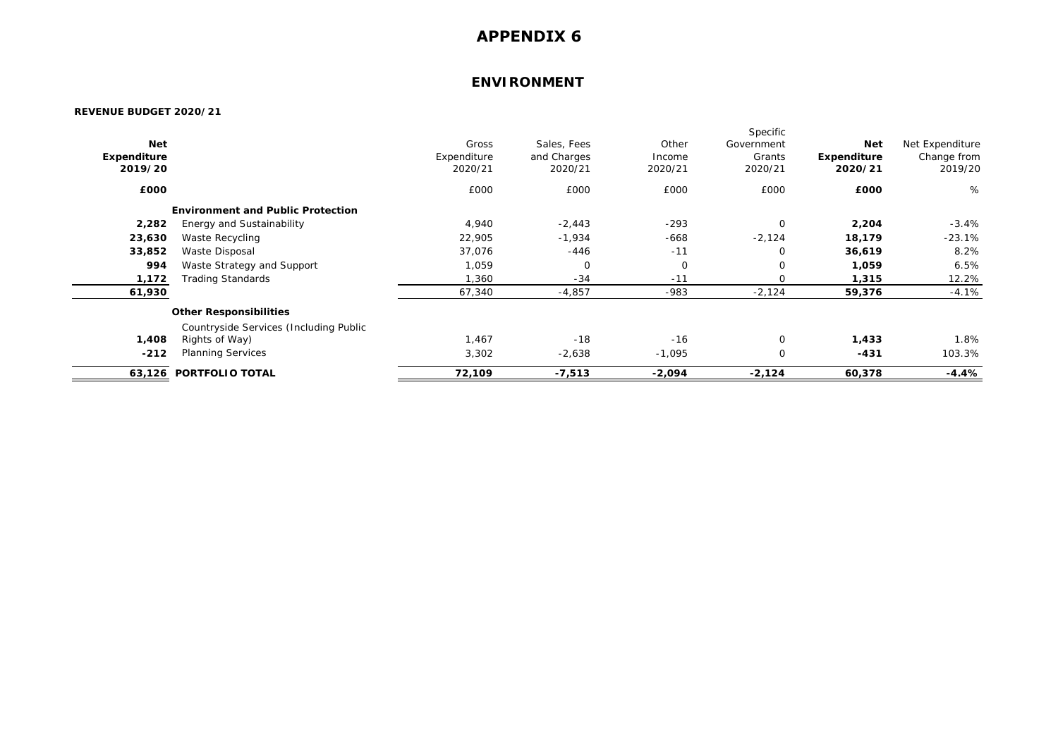# APPENDIX 6

## ENVIRONMENT

**REVENUE BUDGET 2020/21**

| **Net Expenditure 2019/20** | | Gross Expenditure 2020/21 | Sales, Fees and Charges 2020/21 | Other Income 2020/21 | Specific Government Grants 2020/21 | **Net Expenditure 2020/21** | Net Expenditure Change from 2019/20 |
|---|---|---|---|---|---|---|---|
| **£000** | | £000 | £000 | £000 | £000 | **£000** | % |
| | **Environment and Public Protection** | | | | | | |
| **2,282** | Energy and Sustainability | 4,940 | -2,443 | -293 | 0 | **2,204** | -3.4% |
| **23,630** | Waste Recycling | 22,905 | -1,934 | -668 | -2,124 | **18,179** | -23.1% |
| **33,852** | Waste Disposal | 37,076 | -446 | -11 | 0 | **36,619** | 8.2% |
| **994** | Waste Strategy and Support | 1,059 | 0 | 0 | 0 | **1,059** | 6.5% |
| **1,172** | Trading Standards | 1,360 | -34 | -11 | 0 | **1,315** | 12.2% |
| **61,930** | | 67,340 | -4,857 | -983 | -2,124 | **59,376** | -4.1% |
| | **Other Responsibilities** | | | | | | |
| **1,408** | Countryside Services (Including Public Rights of Way) | 1,467 | -18 | -16 | 0 | **1,433** | 1.8% |
| **-212** | Planning Services | 3,302 | -2,638 | -1,095 | 0 | **-431** | 103.3% |
| **63,126** | **PORTFOLIO TOTAL** | **72,109** | **-7,513** | **-2,094** | **-2,124** | **60,378** | **-4.4%** |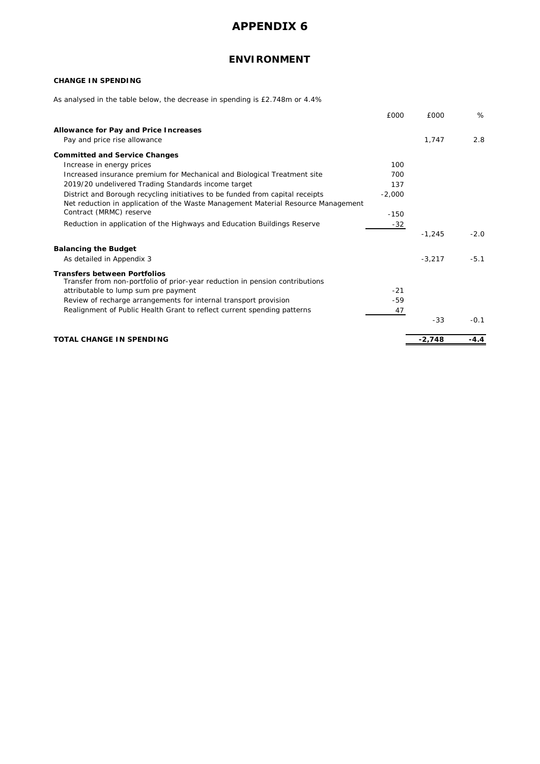# APPENDIX 6

## ENVIRONMENT

### CHANGE IN SPENDING

As analysed in the table below, the decrease in spending is £2.748m or 4.4%

| | £000 | £000 | % |
|---|---|---|---|
| **Allowance for Pay and Price Increases** | | | |
| Pay and price rise allowance | | 1,747 | 2.8 |
| **Committed and Service Changes** | | | |
| Increase in energy prices | 100 | | |
| Increased insurance premium for Mechanical and Biological Treatment site | 700 | | |
| 2019/20 undelivered Trading Standards income target | 137 | | |
| District and Borough recycling initiatives to be funded from capital receipts | -2,000 | | |
| Net reduction in application of the Waste Management Material Resource Management Contract (MRMC) reserve | -150 | | |
| Reduction in application of the Highways and Education Buildings Reserve | -32 | | |
| | | -1,245 | -2.0 |
| **Balancing the Budget** | | | |
| As detailed in Appendix 3 | | -3,217 | -5.1 |
| **Transfers between Portfolios** | | | |
| Transfer from non-portfolio of prior-year reduction in pension contributions attributable to lump sum pre payment | -21 | | |
| Review of recharge arrangements for internal transport provision | -59 | | |
| Realignment of Public Health Grant to reflect current spending patterns | 47 | | |
| | | -33 | -0.1 |
| **TOTAL CHANGE IN SPENDING** | | **-2,748** | **-4.4** |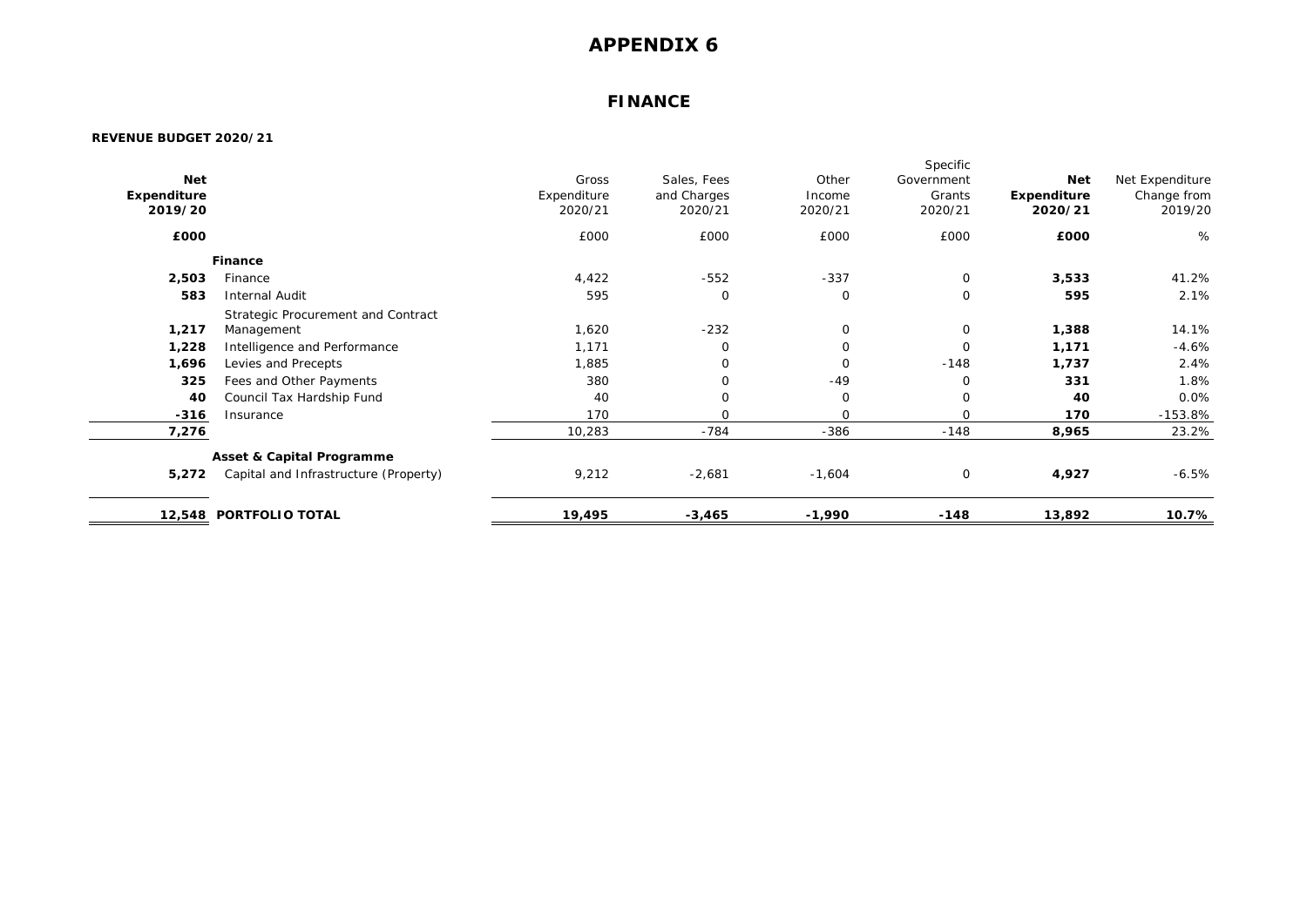# APPENDIX 6

## FINANCE

**REVENUE BUDGET 2020/21**

| **Net Expenditure 2019/20** | | Gross Expenditure 2020/21 | Sales, Fees and Charges 2020/21 | Other Income 2020/21 | Specific Government Grants 2020/21 | **Net Expenditure 2020/21** | Net Expenditure Change from 2019/20 |
|---|---|---|---|---|---|---|---|
| **£000** | | £000 | £000 | £000 | £000 | **£000** | % |
| | **Finance** | | | | | | |
| **2,503** | Finance | 4,422 | -552 | -337 | 0 | **3,533** | 41.2% |
| **583** | Internal Audit | 595 | 0 | 0 | 0 | **595** | 2.1% |
| **1,217** | Strategic Procurement and Contract Management | 1,620 | -232 | 0 | 0 | **1,388** | 14.1% |
| **1,228** | Intelligence and Performance | 1,171 | 0 | 0 | 0 | **1,171** | -4.6% |
| **1,696** | Levies and Precepts | 1,885 | 0 | 0 | -148 | **1,737** | 2.4% |
| **325** | Fees and Other Payments | 380 | 0 | -49 | 0 | **331** | 1.8% |
| **40** | Council Tax Hardship Fund | 40 | 0 | 0 | 0 | **40** | 0.0% |
| **-316** | Insurance | 170 | 0 | 0 | 0 | **170** | -153.8% |
| **7,276** | | 10,283 | -784 | -386 | -148 | **8,965** | 23.2% |
| | **Asset & Capital Programme** | | | | | | |
| **5,272** | Capital and Infrastructure (Property) | 9,212 | -2,681 | -1,604 | 0 | **4,927** | -6.5% |
| **12,548** | **PORTFOLIO TOTAL** | **19,495** | **-3,465** | **-1,990** | **-148** | **13,892** | **10.7%** |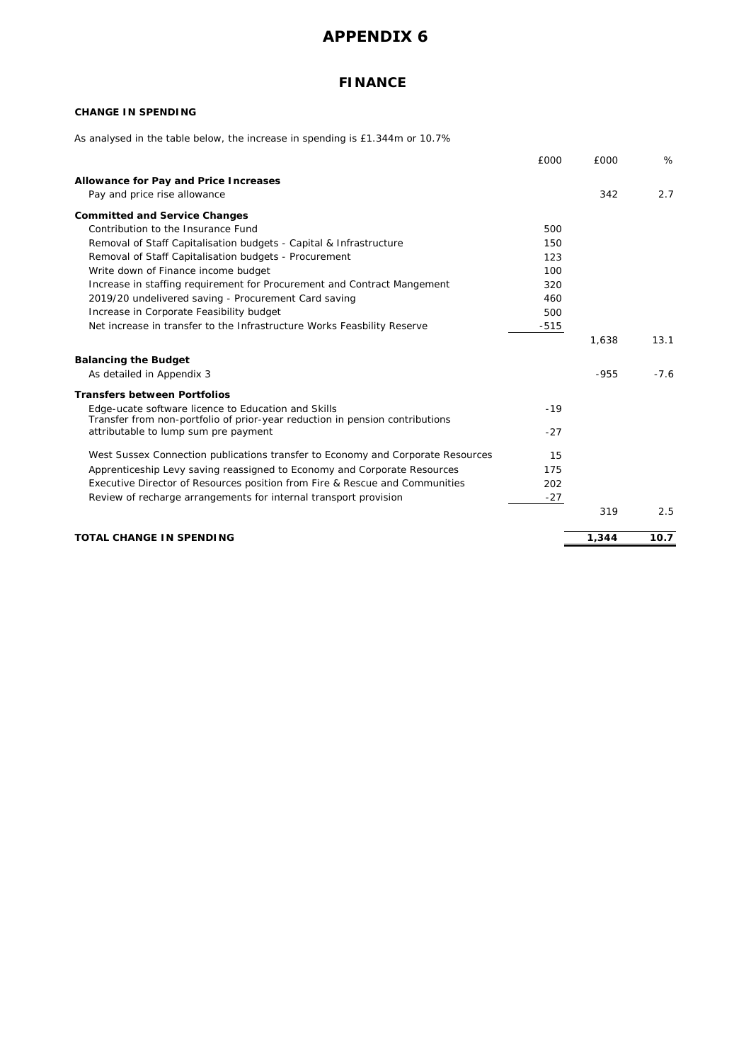# APPENDIX 6

## FINANCE

**CHANGE IN SPENDING**

As analysed in the table below, the increase in spending is £1.344m or 10.7%

| | £000 | £000 | % |
|---|---|---|---|
| **Allowance for Pay and Price Increases** | | | |
| Pay and price rise allowance | | 342 | 2.7 |
| **Committed and Service Changes** | | | |
| Contribution to the Insurance Fund | 500 | | |
| Removal of Staff Capitalisation budgets - Capital & Infrastructure | 150 | | |
| Removal of Staff Capitalisation budgets - Procurement | 123 | | |
| Write down of Finance income budget | 100 | | |
| Increase in staffing requirement for Procurement and Contract Mangement | 320 | | |
| 2019/20 undelivered saving - Procurement Card saving | 460 | | |
| Increase in Corporate Feasibility budget | 500 | | |
| Net increase in transfer to the Infrastructure Works Feasbility Reserve | -515 | | |
| | | 1,638 | 13.1 |
| **Balancing the Budget** | | | |
| As detailed in Appendix 3 | | -955 | -7.6 |
| **Transfers between Portfolios** | | | |
| Edge-ucate software licence to Education and Skills | -19 | | |
| Transfer from non-portfolio of prior-year reduction in pension contributions attributable to lump sum pre payment | -27 | | |
| West Sussex Connection publications transfer to Economy and Corporate Resources | 15 | | |
| Apprenticeship Levy saving reassigned to Economy and Corporate Resources | 175 | | |
| Executive Director of Resources position from Fire & Rescue and Communities | 202 | | |
| Review of recharge arrangements for internal transport provision | -27 | | |
| | | 319 | 2.5 |
| **TOTAL CHANGE IN SPENDING** | | **1,344** | **10.7** |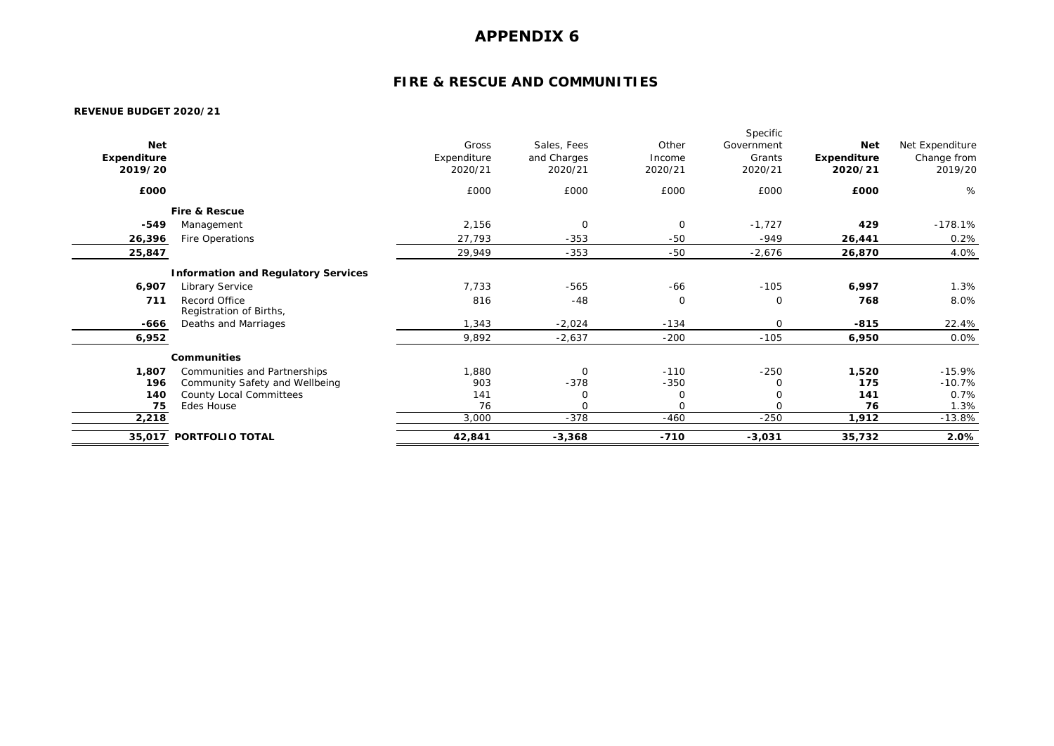# APPENDIX 6

## FIRE & RESCUE AND COMMUNITIES

**REVENUE BUDGET 2020/21**

| **Net Expenditure 2019/20** | | Gross Expenditure 2020/21 | Sales, Fees and Charges 2020/21 | Other Income 2020/21 | Specific Government Grants 2020/21 | **Net Expenditure 2020/21** | Net Expenditure Change from 2019/20 |
|---|---|---|---|---|---|---|---|
| **£000** | | £000 | £000 | £000 | £000 | **£000** | % |
| | **Fire & Rescue** | | | | | | |
| **-549** | Management | 2,156 | 0 | 0 | -1,727 | **429** | -178.1% |
| **26,396** | Fire Operations | 27,793 | -353 | -50 | -949 | **26,441** | 0.2% |
| **25,847** | | 29,949 | -353 | -50 | -2,676 | **26,870** | 4.0% |
| | **Information and Regulatory Services** | | | | | | |
| **6,907** | Library Service | 7,733 | -565 | -66 | -105 | **6,997** | 1.3% |
| **711** | Record Office | 816 | -48 | 0 | 0 | **768** | 8.0% |
| **-666** | Registration of Births, Deaths and Marriages | 1,343 | -2,024 | -134 | 0 | **-815** | 22.4% |
| **6,952** | | 9,892 | -2,637 | -200 | -105 | **6,950** | 0.0% |
| | **Communities** | | | | | | |
| **1,807** | Communities and Partnerships | 1,880 | 0 | -110 | -250 | **1,520** | -15.9% |
| **196** | Community Safety and Wellbeing | 903 | -378 | -350 | 0 | **175** | -10.7% |
| **140** | County Local Committees | 141 | 0 | 0 | 0 | **141** | 0.7% |
| **75** | Edes House | 76 | 0 | 0 | 0 | **76** | 1.3% |
| **2,218** | | 3,000 | -378 | -460 | -250 | **1,912** | -13.8% |
| **35,017** | **PORTFOLIO TOTAL** | **42,841** | **-3,368** | **-710** | **-3,031** | **35,732** | **2.0%** |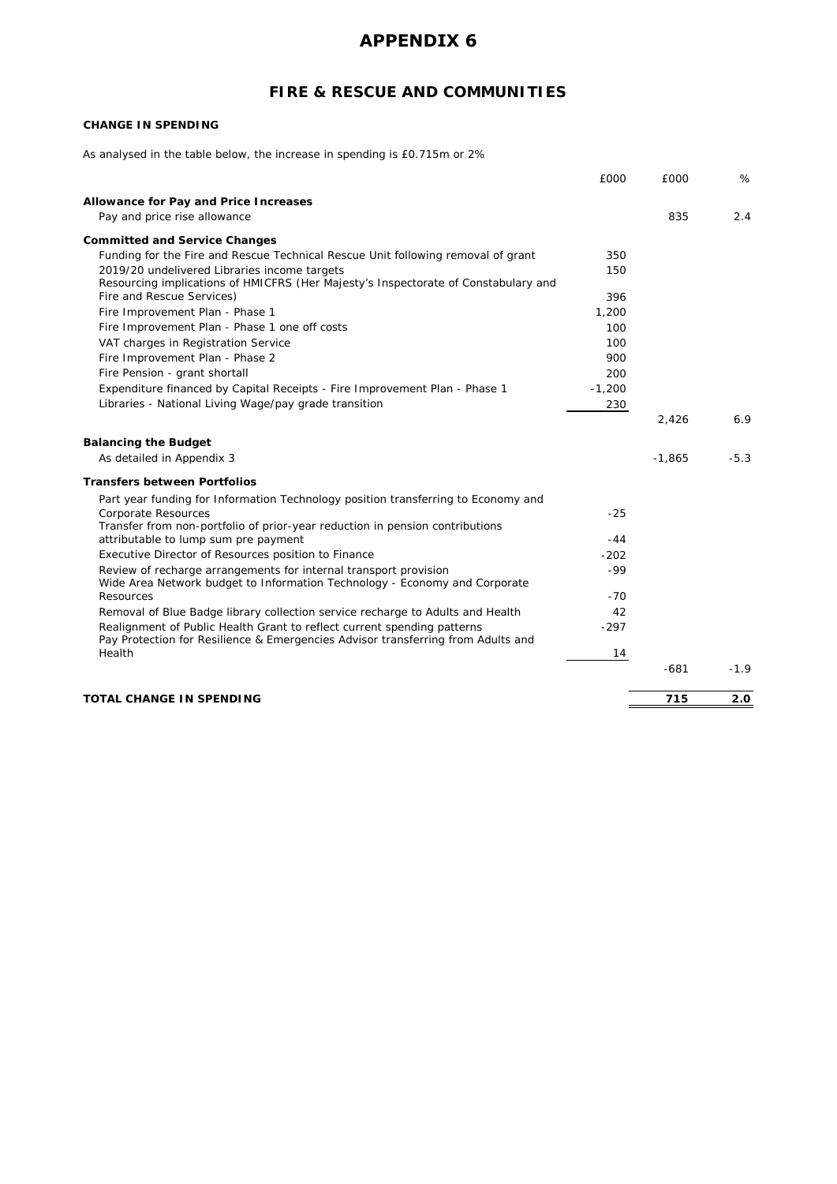# APPENDIX 6

## FIRE & RESCUE AND COMMUNITIES

### CHANGE IN SPENDING

As analysed in the table below, the increase in spending is £0.715m or 2%

| | £000 | £000 | % |
|---|---|---|---|
| **Allowance for Pay and Price Increases** | | | |
| Pay and price rise allowance | | 835 | 2.4 |
| **Committed and Service Changes** | | | |
| Funding for the Fire and Rescue Technical Rescue Unit following removal of grant | 350 | | |
| 2019/20 undelivered Libraries income targets | 150 | | |
| Resourcing implications of HMICFRS (Her Majesty's Inspectorate of Constabulary and Fire and Rescue Services) | 396 | | |
| Fire Improvement Plan - Phase 1 | 1,200 | | |
| Fire Improvement Plan - Phase 1 one off costs | 100 | | |
| VAT charges in Registration Service | 100 | | |
| Fire Improvement Plan - Phase 2 | 900 | | |
| Fire Pension - grant shortall | 200 | | |
| Expenditure financed by Capital Receipts - Fire Improvement Plan - Phase 1 | -1,200 | | |
| Libraries - National Living Wage/pay grade transition | 230 | | |
| | | 2,426 | 6.9 |
| **Balancing the Budget** | | | |
| As detailed in Appendix 3 | | -1,865 | -5.3 |
| **Transfers between Portfolios** | | | |
| Part year funding for Information Technology position transferring to Economy and Corporate Resources | -25 | | |
| Transfer from non-portfolio of prior-year reduction in pension contributions attributable to lump sum pre payment | -44 | | |
| Executive Director of Resources position to Finance | -202 | | |
| Review of recharge arrangements for internal transport provision | -99 | | |
| Wide Area Network budget to Information Technology - Economy and Corporate Resources | -70 | | |
| Removal of Blue Badge library collection service recharge to Adults and Health | 42 | | |
| Realignment of Public Health Grant to reflect current spending patterns | -297 | | |
| Pay Protection for Resilience & Emergencies Advisor transferring from Adults and Health | 14 | | |
| | | -681 | -1.9 |
| **TOTAL CHANGE IN SPENDING** | | **715** | **2.0** |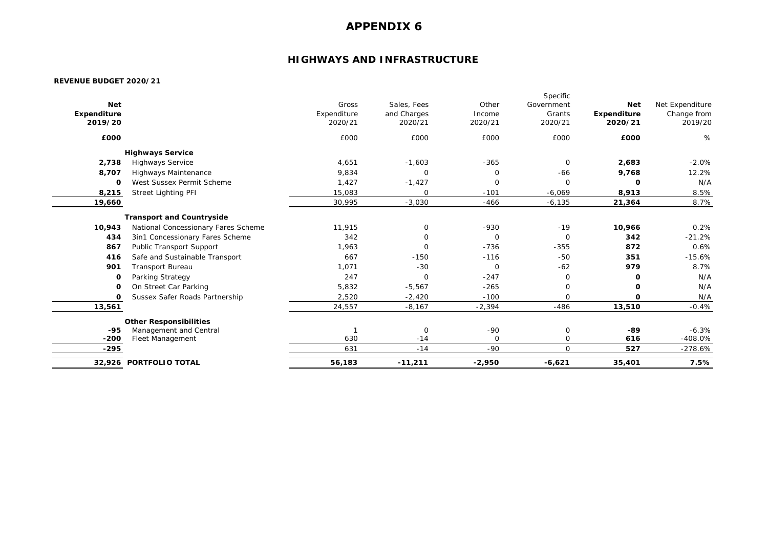# APPENDIX 6

## HIGHWAYS AND INFRASTRUCTURE

**REVENUE BUDGET 2020/21**

| **Net Expenditure 2019/20** | | Gross Expenditure 2020/21 | Sales, Fees and Charges 2020/21 | Other Income 2020/21 | Specific Government Grants 2020/21 | **Net Expenditure 2020/21** | Net Expenditure Change from 2019/20 |
|---|---|---|---|---|---|---|---|
| **£000** | | £000 | £000 | £000 | £000 | **£000** | % |
| | **Highways Service** | | | | | | |
| **2,738** | Highways Service | 4,651 | -1,603 | -365 | 0 | **2,683** | -2.0% |
| **8,707** | Highways Maintenance | 9,834 | 0 | 0 | -66 | **9,768** | 12.2% |
| **0** | West Sussex Permit Scheme | 1,427 | -1,427 | 0 | 0 | **0** | N/A |
| **8,215** | Street Lighting PFI | 15,083 | 0 | -101 | -6,069 | **8,913** | 8.5% |
| **19,660** | | 30,995 | -3,030 | -466 | -6,135 | **21,364** | 8.7% |
| | **Transport and Countryside** | | | | | | |
| **10,943** | National Concessionary Fares Scheme | 11,915 | 0 | -930 | -19 | **10,966** | 0.2% |
| **434** | 3in1 Concessionary Fares Scheme | 342 | 0 | 0 | 0 | **342** | -21.2% |
| **867** | Public Transport Support | 1,963 | 0 | -736 | -355 | **872** | 0.6% |
| **416** | Safe and Sustainable Transport | 667 | -150 | -116 | -50 | **351** | -15.6% |
| **901** | Transport Bureau | 1,071 | -30 | 0 | -62 | **979** | 8.7% |
| **0** | Parking Strategy | 247 | 0 | -247 | 0 | **0** | N/A |
| **0** | On Street Car Parking | 5,832 | -5,567 | -265 | 0 | **0** | N/A |
| **0** | Sussex Safer Roads Partnership | 2,520 | -2,420 | -100 | 0 | **0** | N/A |
| **13,561** | | 24,557 | -8,167 | -2,394 | -486 | **13,510** | -0.4% |
| | **Other Responsibilities** | | | | | | |
| **-95** | Management and Central | 1 | 0 | -90 | 0 | **-89** | -6.3% |
| **-200** | Fleet Management | 630 | -14 | 0 | 0 | **616** | -408.0% |
| **-295** | | 631 | -14 | -90 | 0 | **527** | -278.6% |
| **32,926** | **PORTFOLIO TOTAL** | **56,183** | **-11,211** | **-2,950** | **-6,621** | **35,401** | **7.5%** |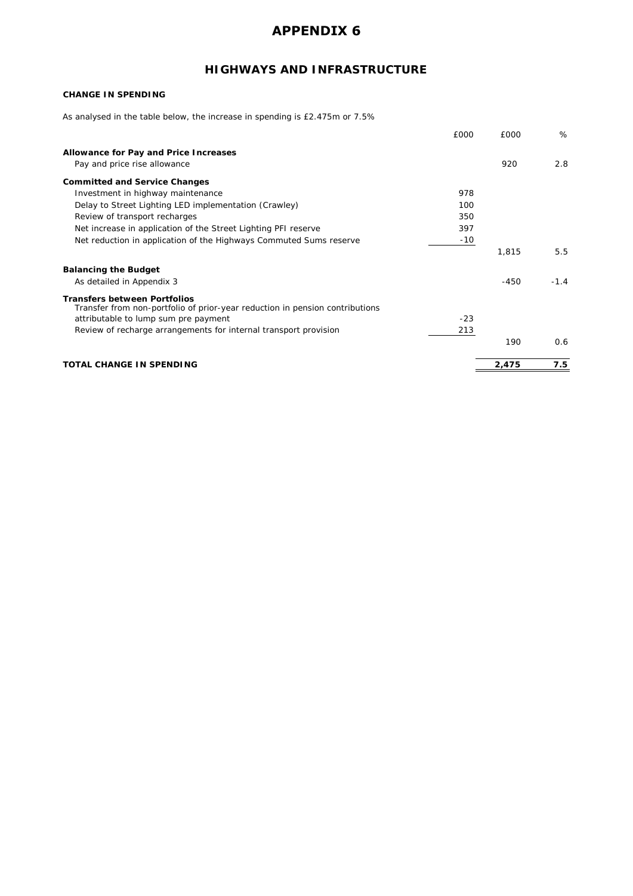# APPENDIX 6

## HIGHWAYS AND INFRASTRUCTURE

**CHANGE IN SPENDING**

As analysed in the table below, the increase in spending is £2.475m or 7.5%

| | £000 | £000 | % |
|---|---|---|---|
| **Allowance for Pay and Price Increases** | | | |
| Pay and price rise allowance | | 920 | 2.8 |
| **Committed and Service Changes** | | | |
| Investment in highway maintenance | 978 | | |
| Delay to Street Lighting LED implementation (Crawley) | 100 | | |
| Review of transport recharges | 350 | | |
| Net increase in application of the Street Lighting PFI reserve | 397 | | |
| Net reduction in application of the Highways Commuted Sums reserve | -10 | | |
| | | 1,815 | 5.5 |
| **Balancing the Budget** | | | |
| As detailed in Appendix 3 | | -450 | -1.4 |
| **Transfers between Portfolios** | | | |
| Transfer from non-portfolio of prior-year reduction in pension contributions attributable to lump sum pre payment | -23 | | |
| Review of recharge arrangements for internal transport provision | 213 | | |
| | | 190 | 0.6 |
| **TOTAL CHANGE IN SPENDING** | | **2,475** | **7.5** |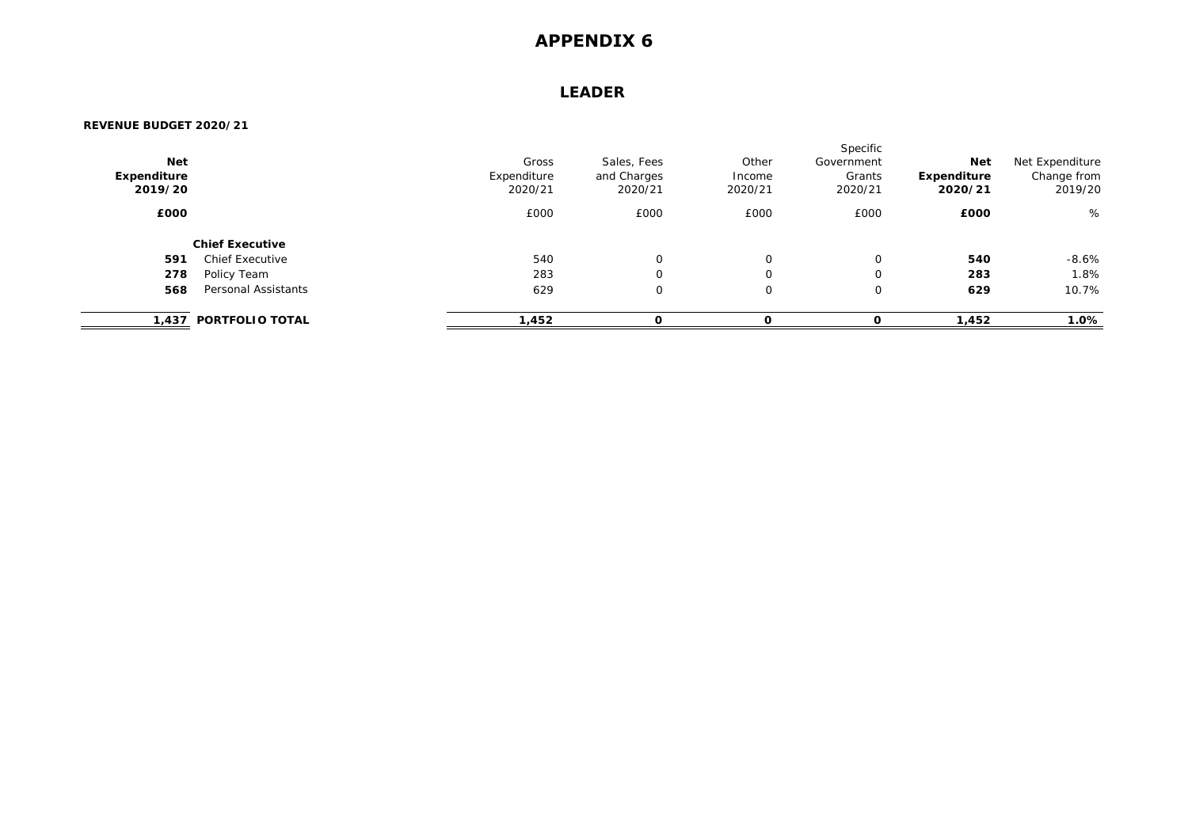# APPENDIX 6

## LEADER

**REVENUE BUDGET 2020/21**

| **Net Expenditure 2019/20** | | Gross Expenditure 2020/21 | Sales, Fees and Charges 2020/21 | Other Income 2020/21 | Specific Government Grants 2020/21 | **Net Expenditure 2020/21** | Net Expenditure Change from 2019/20 |
|---|---|---|---|---|---|---|---|
| **£000** | | £000 | £000 | £000 | £000 | **£000** | % |
| | **Chief Executive** | | | | | | |
| **591** | Chief Executive | 540 | 0 | 0 | 0 | **540** | -8.6% |
| **278** | Policy Team | 283 | 0 | 0 | 0 | **283** | 1.8% |
| **568** | Personal Assistants | 629 | 0 | 0 | 0 | **629** | 10.7% |
| **1,437** | **PORTFOLIO TOTAL** | **1,452** | **0** | **0** | **0** | **1,452** | **1.0%** |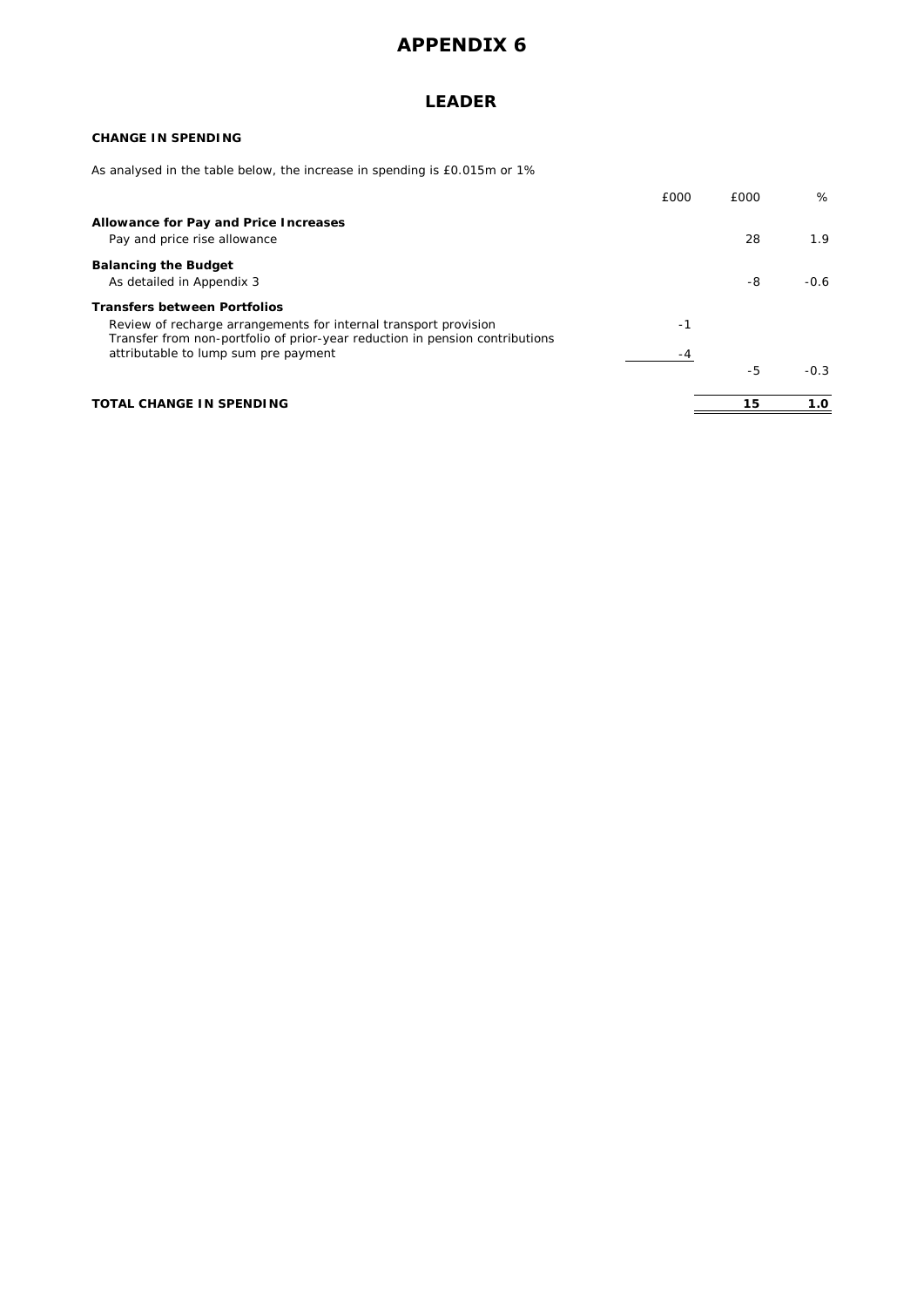# APPENDIX 6

## LEADER

**CHANGE IN SPENDING**

As analysed in the table below, the increase in spending is £0.015m or 1%

| | £000 | £000 | % |
|---|---|---|---|
| **Allowance for Pay and Price Increases** | | | |
| Pay and price rise allowance | | 28 | 1.9 |
| **Balancing the Budget** | | | |
| As detailed in Appendix 3 | | -8 | -0.6 |
| **Transfers between Portfolios** | | | |
| Review of recharge arrangements for internal transport provision | -1 | | |
| Transfer from non-portfolio of prior-year reduction in pension contributions attributable to lump sum pre payment | -4 | | |
| | | -5 | -0.3 |
| **TOTAL CHANGE IN SPENDING** | | **15** | **1.0** |